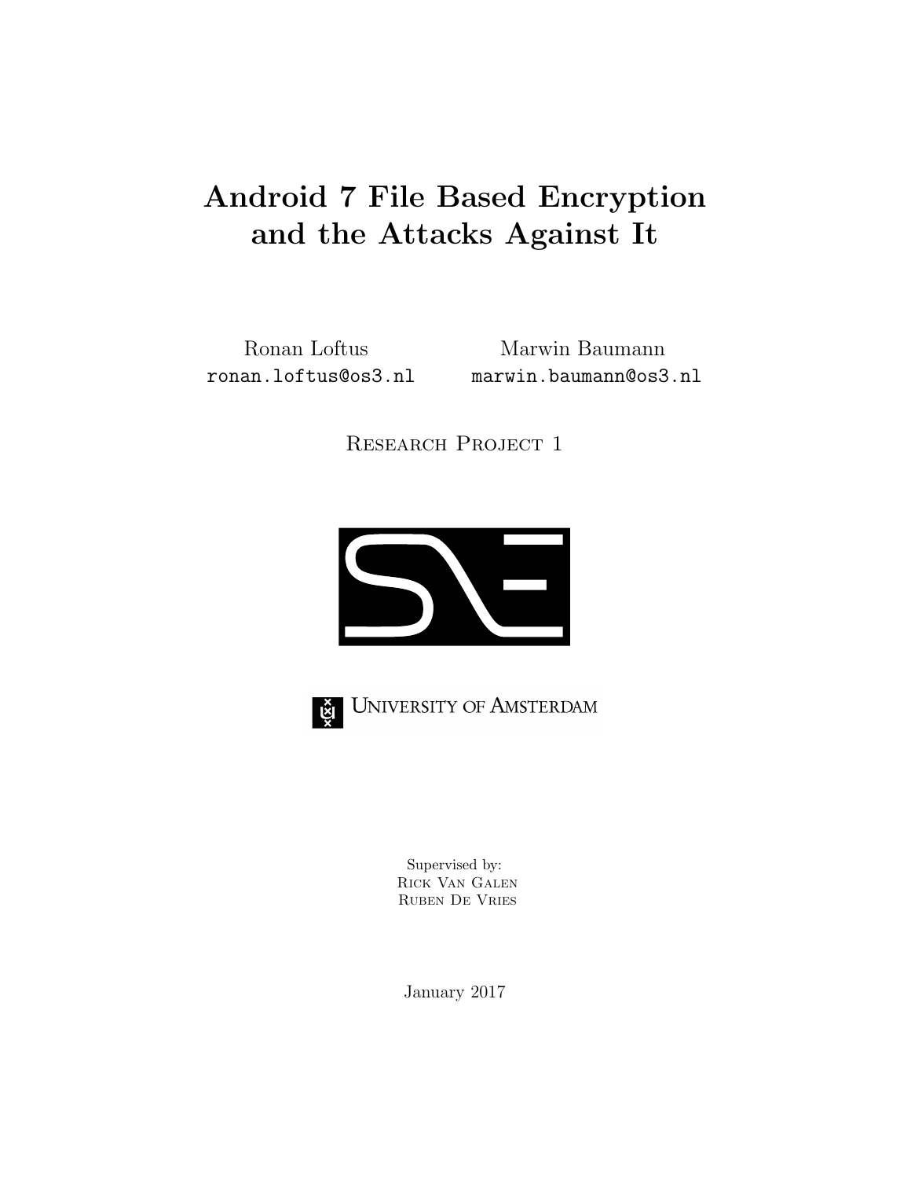# Android 7 File Based Encryption and the Attacks Against It

Ronan Loftus
ronan.loftus@os3.nl

Marwin Baumann
marwin.baumann@os3.nl

Research Project 1

University of Amsterdam

Supervised by:
Rick Van Galen
Ruben De Vries

January 2017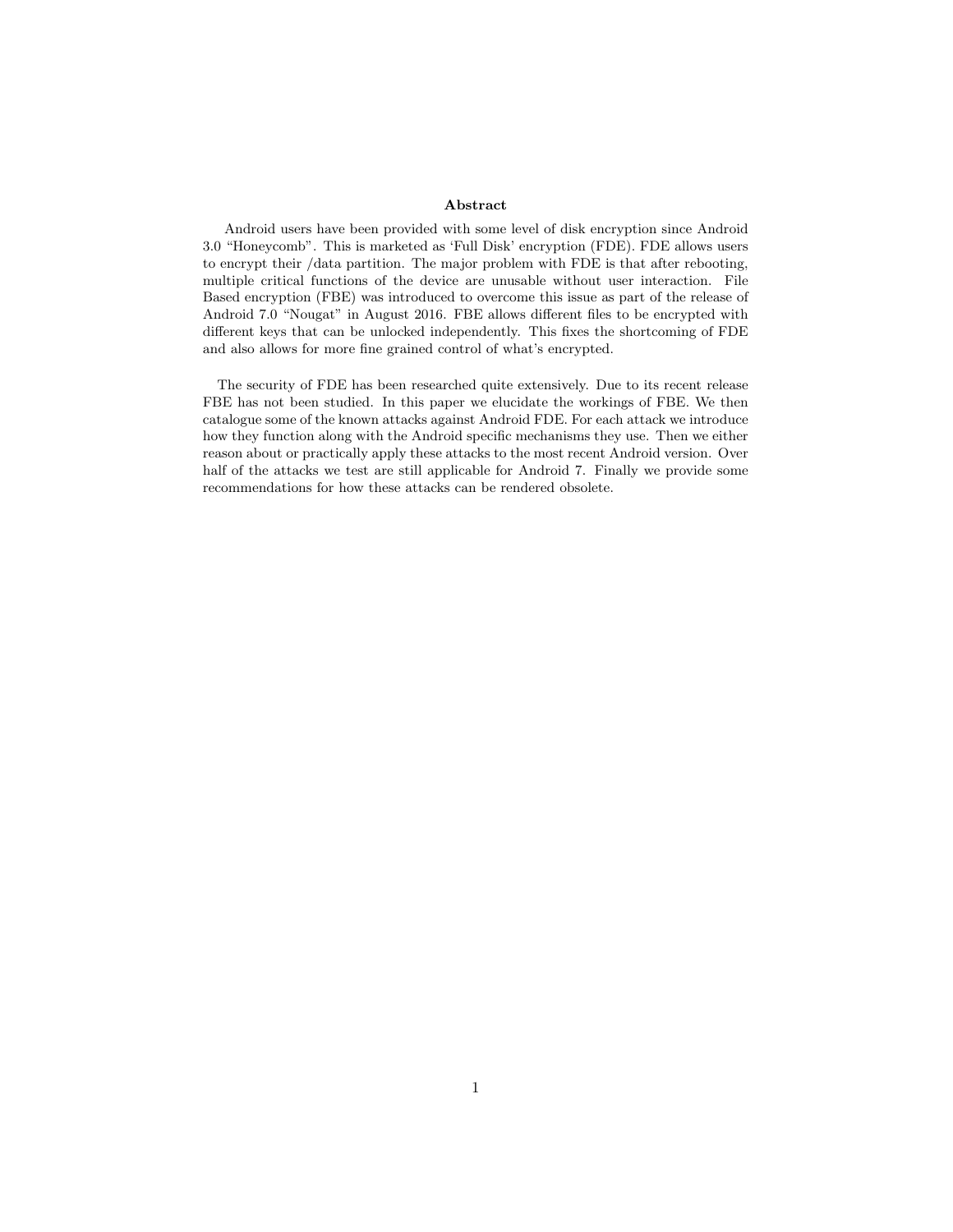## Abstract

Android users have been provided with some level of disk encryption since Android 3.0 “Honeycomb”. This is marketed as ‘Full Disk’ encryption (FDE). FDE allows users to encrypt their /data partition. The major problem with FDE is that after rebooting, multiple critical functions of the device are unusable without user interaction. File Based encryption (FBE) was introduced to overcome this issue as part of the release of Android 7.0 “Nougat” in August 2016. FBE allows different files to be encrypted with different keys that can be unlocked independently. This fixes the shortcoming of FDE and also allows for more fine grained control of what’s encrypted.

The security of FDE has been researched quite extensively. Due to its recent release FBE has not been studied. In this paper we elucidate the workings of FBE. We then catalogue some of the known attacks against Android FDE. For each attack we introduce how they function along with the Android specific mechanisms they use. Then we either reason about or practically apply these attacks to the most recent Android version. Over half of the attacks we test are still applicable for Android 7. Finally we provide some recommendations for how these attacks can be rendered obsolete.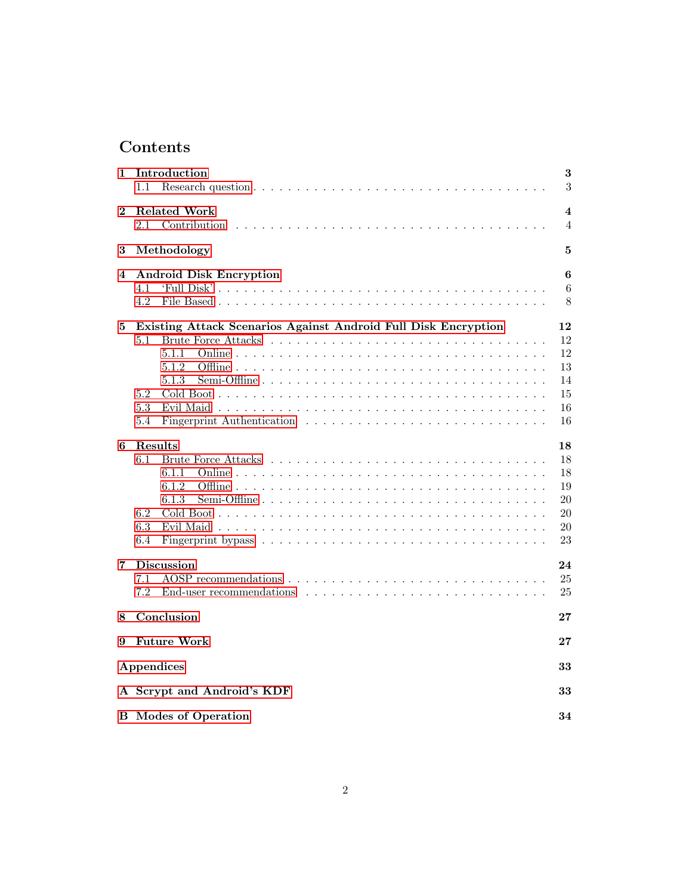# Contents

- **1 Introduction** — **3**
  - 1.1 Research question — 3
- **2 Related Work** — **4**
  - 2.1 Contribution — 4
- **3 Methodology** — **5**
- **4 Android Disk Encryption** — **6**
  - 4.1 'Full Disk' — 6
  - 4.2 File Based — 8
- **5 Existing Attack Scenarios Against Android Full Disk Encryption** — **12**
  - 5.1 Brute Force Attacks — 12
    - 5.1.1 Online — 12
    - 5.1.2 Offline — 13
    - 5.1.3 Semi-Offline — 14
  - 5.2 Cold Boot — 15
  - 5.3 Evil Maid — 16
  - 5.4 Fingerprint Authentication — 16
- **6 Results** — **18**
  - 6.1 Brute Force Attacks — 18
    - 6.1.1 Online — 18
    - 6.1.2 Offline — 19
    - 6.1.3 Semi-Offline — 20
  - 6.2 Cold Boot — 20
  - 6.3 Evil Maid — 20
  - 6.4 Fingerprint bypass — 23
- **7 Discussion** — **24**
  - 7.1 AOSP recommendations — 25
  - 7.2 End-user recommendations — 25
- **8 Conclusion** — **27**
- **9 Future Work** — **27**
- **Appendices** — **33**
- **A Scrypt and Android's KDF** — **33**
- **B Modes of Operation** — **34**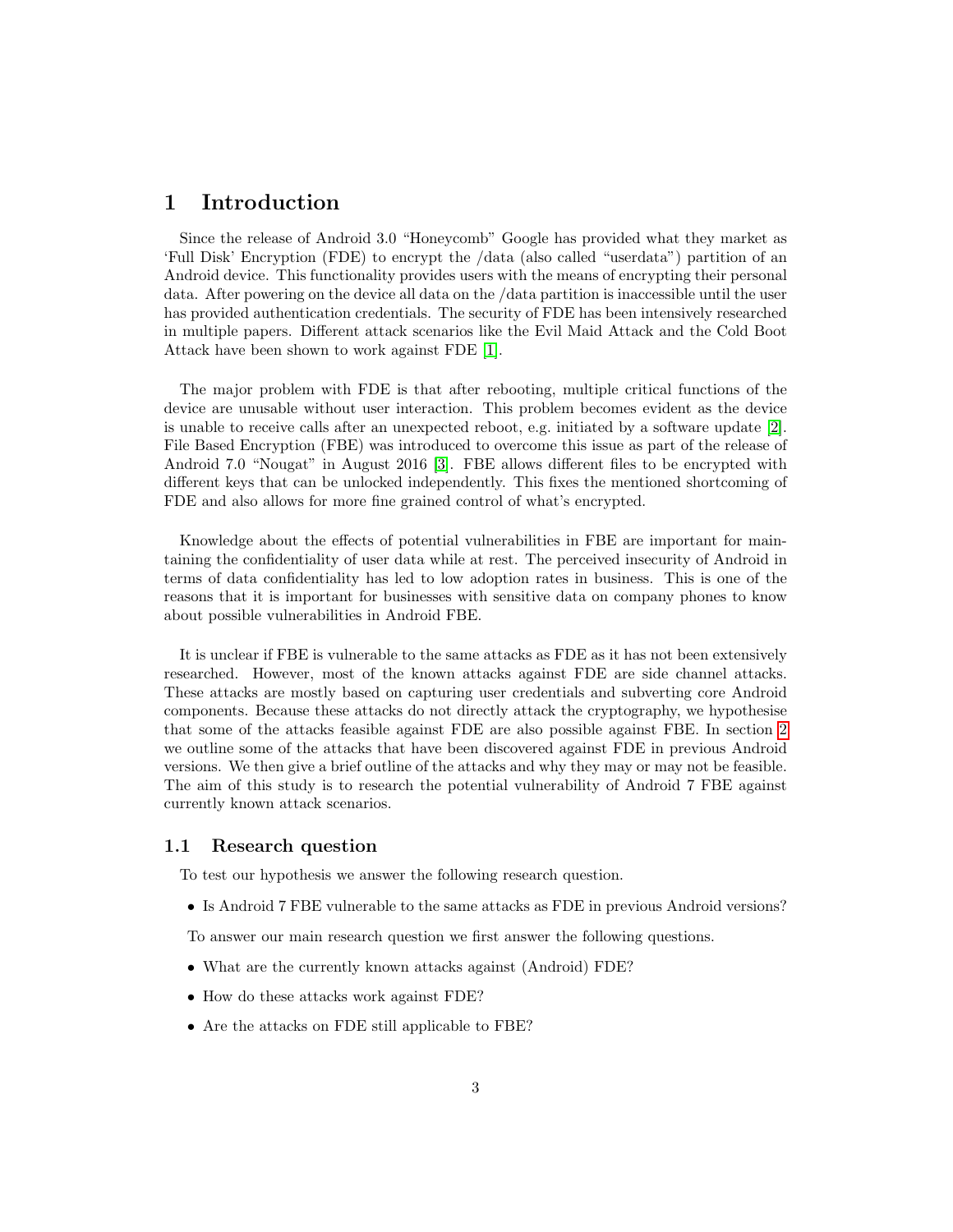# 1 Introduction

Since the release of Android 3.0 "Honeycomb" Google has provided what they market as 'Full Disk' Encryption (FDE) to encrypt the /data (also called "userdata") partition of an Android device. This functionality provides users with the means of encrypting their personal data. After powering on the device all data on the /data partition is inaccessible until the user has provided authentication credentials. The security of FDE has been intensively researched in multiple papers. Different attack scenarios like the Evil Maid Attack and the Cold Boot Attack have been shown to work against FDE [1].

The major problem with FDE is that after rebooting, multiple critical functions of the device are unusable without user interaction. This problem becomes evident as the device is unable to receive calls after an unexpected reboot, e.g. initiated by a software update [2]. File Based Encryption (FBE) was introduced to overcome this issue as part of the release of Android 7.0 "Nougat" in August 2016 [3]. FBE allows different files to be encrypted with different keys that can be unlocked independently. This fixes the mentioned shortcoming of FDE and also allows for more fine grained control of what's encrypted.

Knowledge about the effects of potential vulnerabilities in FBE are important for maintaining the confidentiality of user data while at rest. The perceived insecurity of Android in terms of data confidentiality has led to low adoption rates in business. This is one of the reasons that it is important for businesses with sensitive data on company phones to know about possible vulnerabilities in Android FBE.

It is unclear if FBE is vulnerable to the same attacks as FDE as it has not been extensively researched. However, most of the known attacks against FDE are side channel attacks. These attacks are mostly based on capturing user credentials and subverting core Android components. Because these attacks do not directly attack the cryptography, we hypothesise that some of the attacks feasible against FDE are also possible against FBE. In section 2 we outline some of the attacks that have been discovered against FDE in previous Android versions. We then give a brief outline of the attacks and why they may or may not be feasible. The aim of this study is to research the potential vulnerability of Android 7 FBE against currently known attack scenarios.

## 1.1 Research question

To test our hypothesis we answer the following research question.

- Is Android 7 FBE vulnerable to the same attacks as FDE in previous Android versions?

To answer our main research question we first answer the following questions.

- What are the currently known attacks against (Android) FDE?
- How do these attacks work against FDE?
- Are the attacks on FDE still applicable to FBE?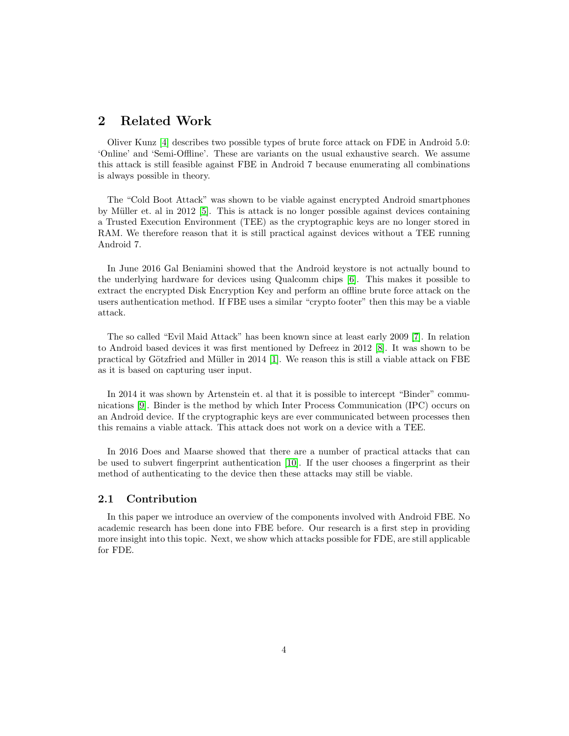## 2 Related Work

Oliver Kunz [4] describes two possible types of brute force attack on FDE in Android 5.0: 'Online' and 'Semi-Offline'. These are variants on the usual exhaustive search. We assume this attack is still feasible against FBE in Android 7 because enumerating all combinations is always possible in theory.

The "Cold Boot Attack" was shown to be viable against encrypted Android smartphones by Müller et. al in 2012 [5]. This is attack is no longer possible against devices containing a Trusted Execution Environment (TEE) as the cryptographic keys are no longer stored in RAM. We therefore reason that it is still practical against devices without a TEE running Android 7.

In June 2016 Gal Beniamini showed that the Android keystore is not actually bound to the underlying hardware for devices using Qualcomm chips [6]. This makes it possible to extract the encrypted Disk Encryption Key and perform an offline brute force attack on the users authentication method. If FBE uses a similar "crypto footer" then this may be a viable attack.

The so called "Evil Maid Attack" has been known since at least early 2009 [7]. In relation to Android based devices it was first mentioned by Defreez in 2012 [8]. It was shown to be practical by Götzfried and Müller in 2014 [1]. We reason this is still a viable attack on FBE as it is based on capturing user input.

In 2014 it was shown by Artenstein et. al that it is possible to intercept "Binder" communications [9]. Binder is the method by which Inter Process Communication (IPC) occurs on an Android device. If the cryptographic keys are ever communicated between processes then this remains a viable attack. This attack does not work on a device with a TEE.

In 2016 Does and Maarse showed that there are a number of practical attacks that can be used to subvert fingerprint authentication [10]. If the user chooses a fingerprint as their method of authenticating to the device then these attacks may still be viable.

### 2.1 Contribution

In this paper we introduce an overview of the components involved with Android FBE. No academic research has been done into FBE before. Our research is a first step in providing more insight into this topic. Next, we show which attacks possible for FDE, are still applicable for FDE.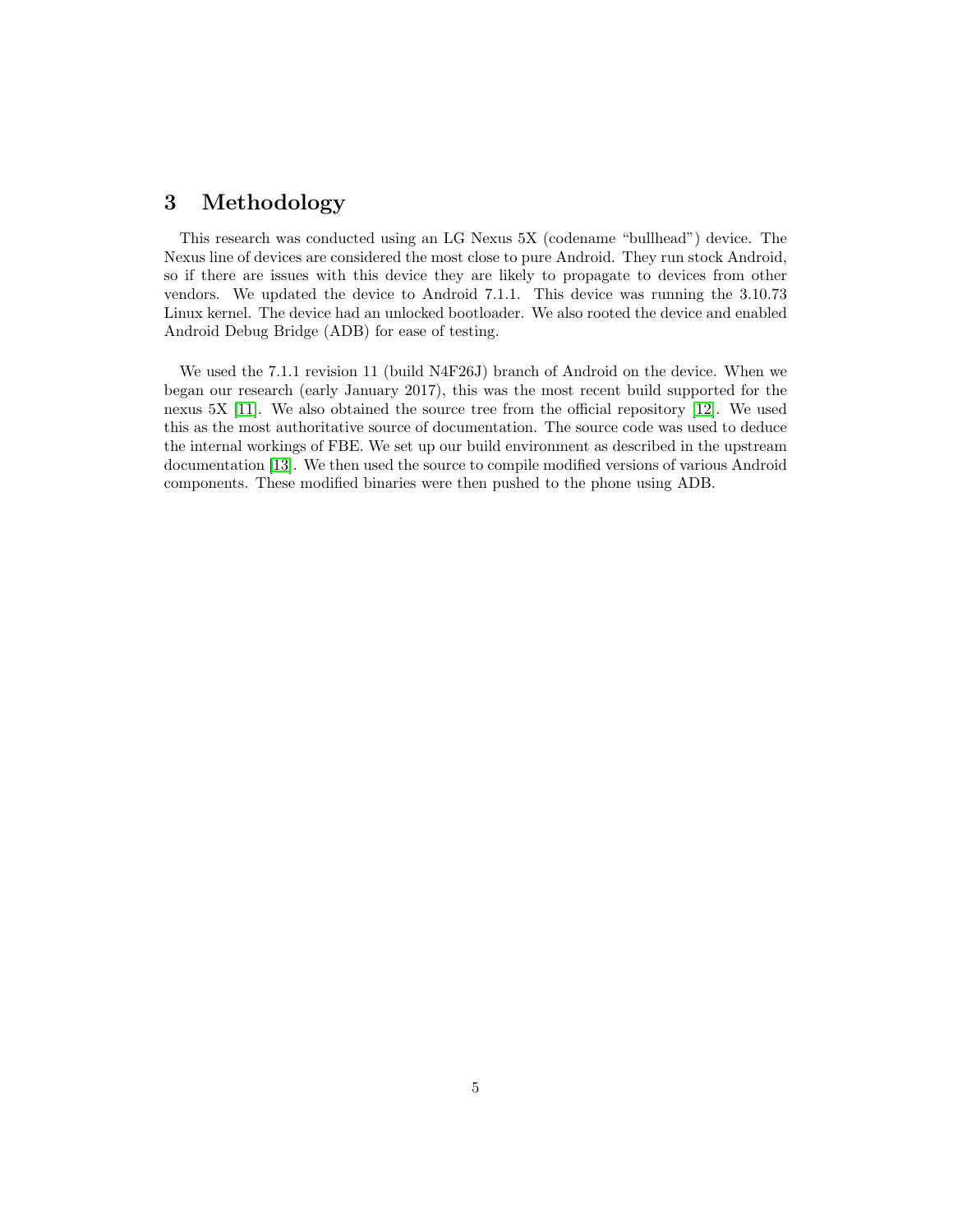## 3 Methodology

This research was conducted using an LG Nexus 5X (codename "bullhead") device. The Nexus line of devices are considered the most close to pure Android. They run stock Android, so if there are issues with this device they are likely to propagate to devices from other vendors. We updated the device to Android 7.1.1. This device was running the 3.10.73 Linux kernel. The device had an unlocked bootloader. We also rooted the device and enabled Android Debug Bridge (ADB) for ease of testing.

We used the 7.1.1 revision 11 (build N4F26J) branch of Android on the device. When we began our research (early January 2017), this was the most recent build supported for the nexus 5X [11]. We also obtained the source tree from the official repository [12]. We used this as the most authoritative source of documentation. The source code was used to deduce the internal workings of FBE. We set up our build environment as described in the upstream documentation [13]. We then used the source to compile modified versions of various Android components. These modified binaries were then pushed to the phone using ADB.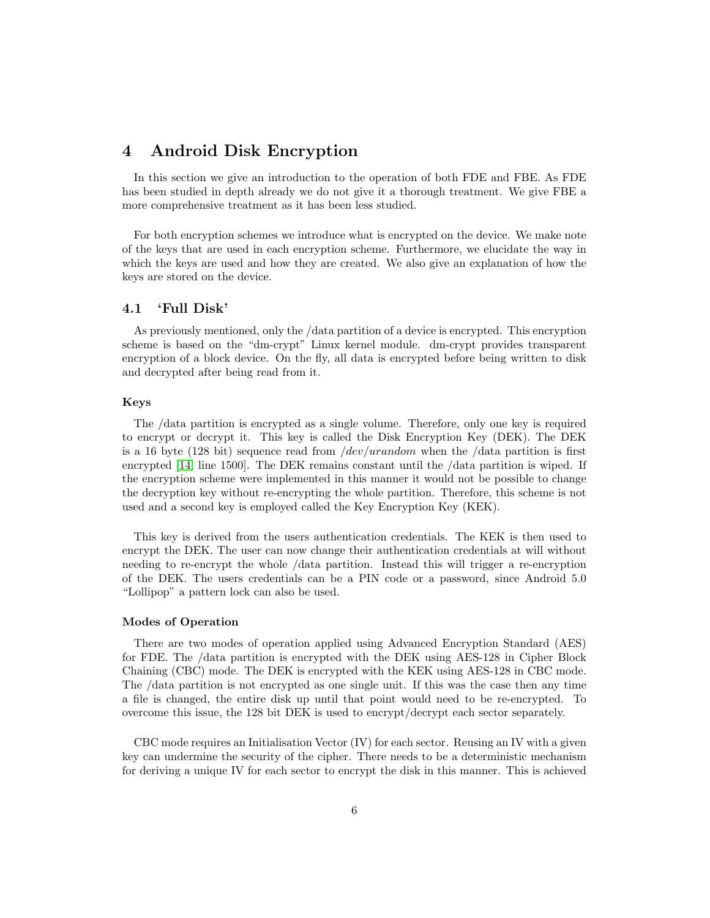# 4 Android Disk Encryption

In this section we give an introduction to the operation of both FDE and FBE. As FDE has been studied in depth already we do not give it a thorough treatment. We give FBE a more comprehensive treatment as it has been less studied.

For both encryption schemes we introduce what is encrypted on the device. We make note of the keys that are used in each encryption scheme. Furthermore, we elucidate the way in which the keys are used and how they are created. We also give an explanation of how the keys are stored on the device.

## 4.1 'Full Disk'

As previously mentioned, only the /data partition of a device is encrypted. This encryption scheme is based on the "dm-crypt" Linux kernel module. dm-crypt provides transparent encryption of a block device. On the fly, all data is encrypted before being written to disk and decrypted after being read from it.

#### Keys

The /data partition is encrypted as a single volume. Therefore, only one key is required to encrypt or decrypt it. This key is called the Disk Encryption Key (DEK). The DEK is a 16 byte (128 bit) sequence read from */dev/urandom* when the /data partition is first encrypted [14, line 1500]. The DEK remains constant until the /data partition is wiped. If the encryption scheme were implemented in this manner it would not be possible to change the decryption key without re-encrypting the whole partition. Therefore, this scheme is not used and a second key is employed called the Key Encryption Key (KEK).

This key is derived from the users authentication credentials. The KEK is then used to encrypt the DEK. The user can now change their authentication credentials at will without needing to re-encrypt the whole /data partition. Instead this will trigger a re-encryption of the DEK. The users credentials can be a PIN code or a password, since Android 5.0 "Lollipop" a pattern lock can also be used.

#### Modes of Operation

There are two modes of operation applied using Advanced Encryption Standard (AES) for FDE. The /data partition is encrypted with the DEK using AES-128 in Cipher Block Chaining (CBC) mode. The DEK is encrypted with the KEK using AES-128 in CBC mode. The /data partition is not encrypted as one single unit. If this was the case then any time a file is changed, the entire disk up until that point would need to be re-encrypted. To overcome this issue, the 128 bit DEK is used to encrypt/decrypt each sector separately.

CBC mode requires an Initialisation Vector (IV) for each sector. Reusing an IV with a given key can undermine the security of the cipher. There needs to be a deterministic mechanism for deriving a unique IV for each sector to encrypt the disk in this manner. This is achieved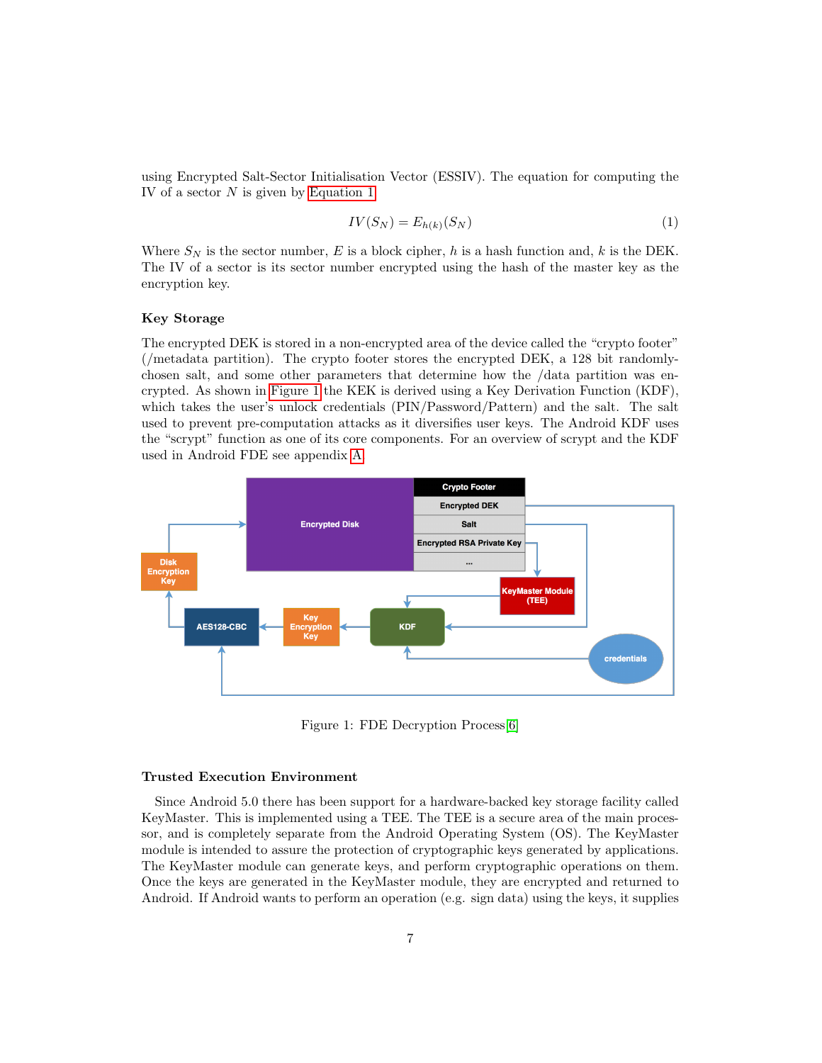using Encrypted Salt-Sector Initialisation Vector (ESSIV). The equation for computing the IV of a sector $N$ is given by Equation 1

$$IV(S_N) = E_{h(k)}(S_N) \tag{1}$$

Where $S_N$ is the sector number, $E$ is a block cipher, $h$ is a hash function and, $k$ is the DEK. The IV of a sector is its sector number encrypted using the hash of the master key as the encryption key.

### Key Storage

The encrypted DEK is stored in a non-encrypted area of the device called the "crypto footer" (/metadata partition). The crypto footer stores the encrypted DEK, a 128 bit randomly-chosen salt, and some other parameters that determine how the /data partition was encrypted. As shown in Figure 1 the KEK is derived using a Key Derivation Function (KDF), which takes the user's unlock credentials (PIN/Password/Pattern) and the salt. The salt used to prevent pre-computation attacks as it diversifies user keys. The Android KDF uses the "scrypt" function as one of its core components. For an overview of scrypt and the KDF used in Android FDE see appendix A

Figure 1: FDE Decryption Process[6]

### Trusted Execution Environment

Since Android 5.0 there has been support for a hardware-backed key storage facility called KeyMaster. This is implemented using a TEE. The TEE is a secure area of the main processor, and is completely separate from the Android Operating System (OS). The KeyMaster module is intended to assure the protection of cryptographic keys generated by applications. The KeyMaster module can generate keys, and perform cryptographic operations on them. Once the keys are generated in the KeyMaster module, they are encrypted and returned to Android. If Android wants to perform an operation (e.g. sign data) using the keys, it supplies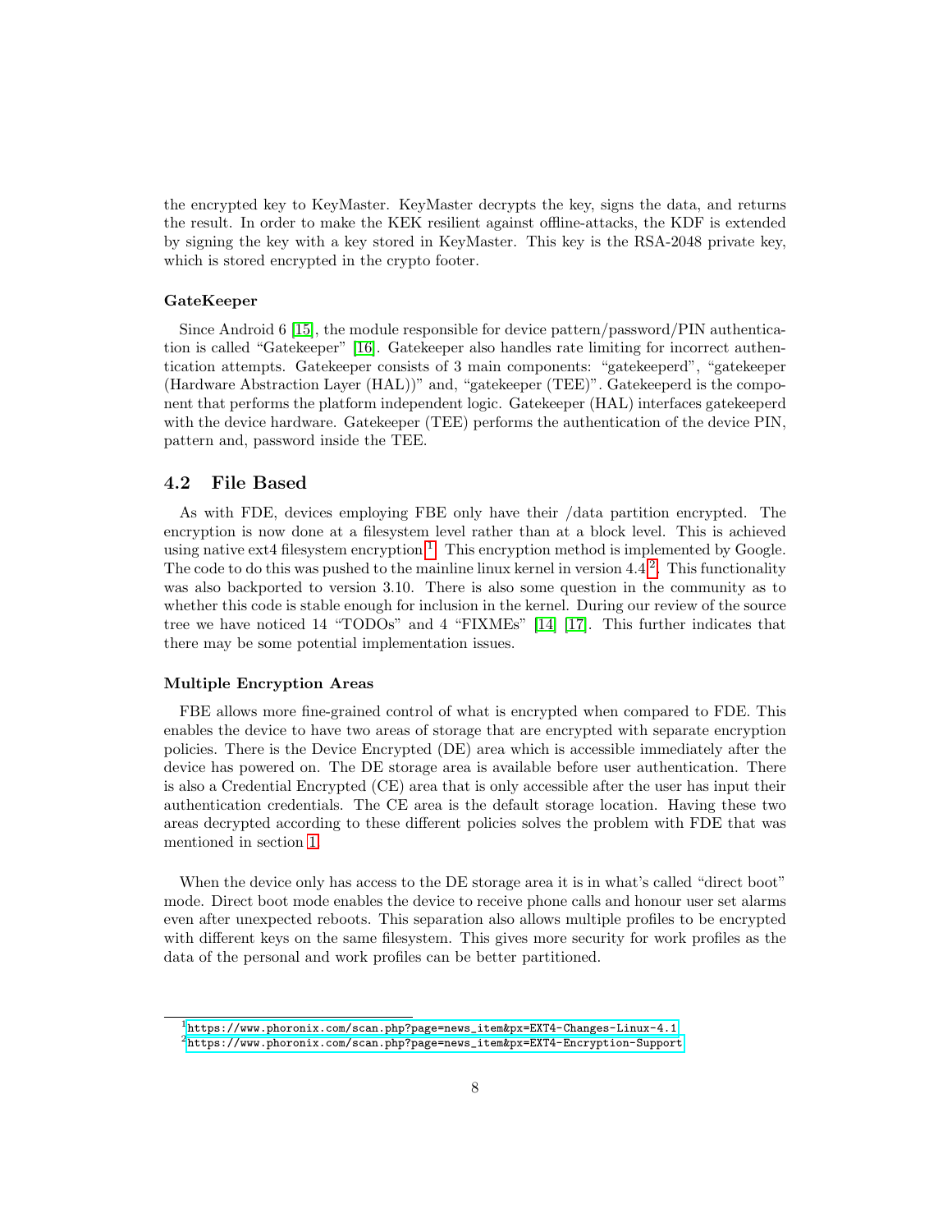the encrypted key to KeyMaster. KeyMaster decrypts the key, signs the data, and returns the result. In order to make the KEK resilient against offline-attacks, the KDF is extended by signing the key with a key stored in KeyMaster. This key is the RSA-2048 private key, which is stored encrypted in the crypto footer.

#### GateKeeper

Since Android 6 [15], the module responsible for device pattern/password/PIN authentication is called "Gatekeeper" [16]. Gatekeeper also handles rate limiting for incorrect authentication attempts. Gatekeeper consists of 3 main components: "gatekeeperd", "gatekeeper (Hardware Abstraction Layer (HAL))" and, "gatekeeper (TEE)". Gatekeeperd is the component that performs the platform independent logic. Gatekeeper (HAL) interfaces gatekeeperd with the device hardware. Gatekeeper (TEE) performs the authentication of the device PIN, pattern and, password inside the TEE.

### 4.2 File Based

As with FDE, devices employing FBE only have their /data partition encrypted. The encryption is now done at a filesystem level rather than at a block level. This is achieved using native ext4 filesystem encryption [1]. This encryption method is implemented by Google. The code to do this was pushed to the mainline linux kernel in version 4.4 [2]. This functionality was also backported to version 3.10. There is also some question in the community as to whether this code is stable enough for inclusion in the kernel. During our review of the source tree we have noticed 14 "TODOs" and 4 "FIXMEs" [14] [17]. This further indicates that there may be some potential implementation issues.

#### Multiple Encryption Areas

FBE allows more fine-grained control of what is encrypted when compared to FDE. This enables the device to have two areas of storage that are encrypted with separate encryption policies. There is the Device Encrypted (DE) area which is accessible immediately after the device has powered on. The DE storage area is available before user authentication. There is also a Credential Encrypted (CE) area that is only accessible after the user has input their authentication credentials. The CE area is the default storage location. Having these two areas decrypted according to these different policies solves the problem with FDE that was mentioned in section 1.

When the device only has access to the DE storage area it is in what's called "direct boot" mode. Direct boot mode enables the device to receive phone calls and honour user set alarms even after unexpected reboots. This separation also allows multiple profiles to be encrypted with different keys on the same filesystem. This gives more security for work profiles as the data of the personal and work profiles can be better partitioned.

---

[1] https://www.phoronix.com/scan.php?page=news_item&px=EXT4-Changes-Linux-4.1

[2] https://www.phoronix.com/scan.php?page=news_item&px=EXT4-Encryption-Support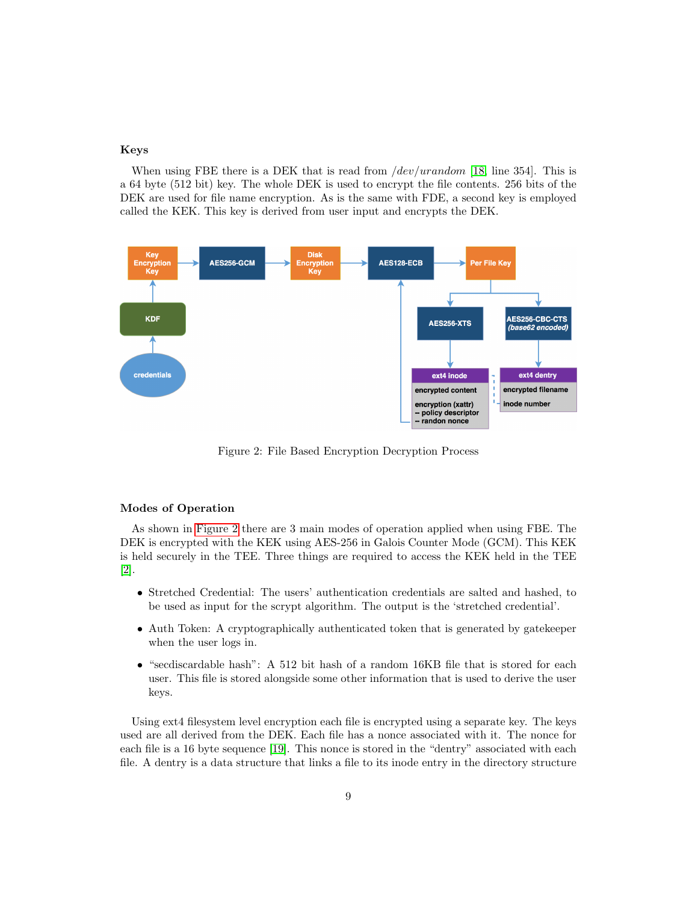### Keys

When using FBE there is a DEK that is read from */dev/urandom* [18, line 354]. This is a 64 byte (512 bit) key. The whole DEK is used to encrypt the file contents. 256 bits of the DEK are used for file name encryption. As is the same with FDE, a second key is employed called the KEK. This key is derived from user input and encrypts the DEK.

Figure 2: File Based Encryption Decryption Process

### Modes of Operation

As shown in Figure 2 there are 3 main modes of operation applied when using FBE. The DEK is encrypted with the KEK using AES-256 in Galois Counter Mode (GCM). This KEK is held securely in the TEE. Three things are required to access the KEK held in the TEE [2].

- Stretched Credential: The users' authentication credentials are salted and hashed, to be used as input for the scrypt algorithm. The output is the 'stretched credential'.
- Auth Token: A cryptographically authenticated token that is generated by gatekeeper when the user logs in.
- "secdiscardable hash": A 512 bit hash of a random 16KB file that is stored for each user. This file is stored alongside some other information that is used to derive the user keys.

Using ext4 filesystem level encryption each file is encrypted using a separate key. The keys used are all derived from the DEK. Each file has a nonce associated with it. The nonce for each file is a 16 byte sequence [19]. This nonce is stored in the "dentry" associated with each file. A dentry is a data structure that links a file to its inode entry in the directory structure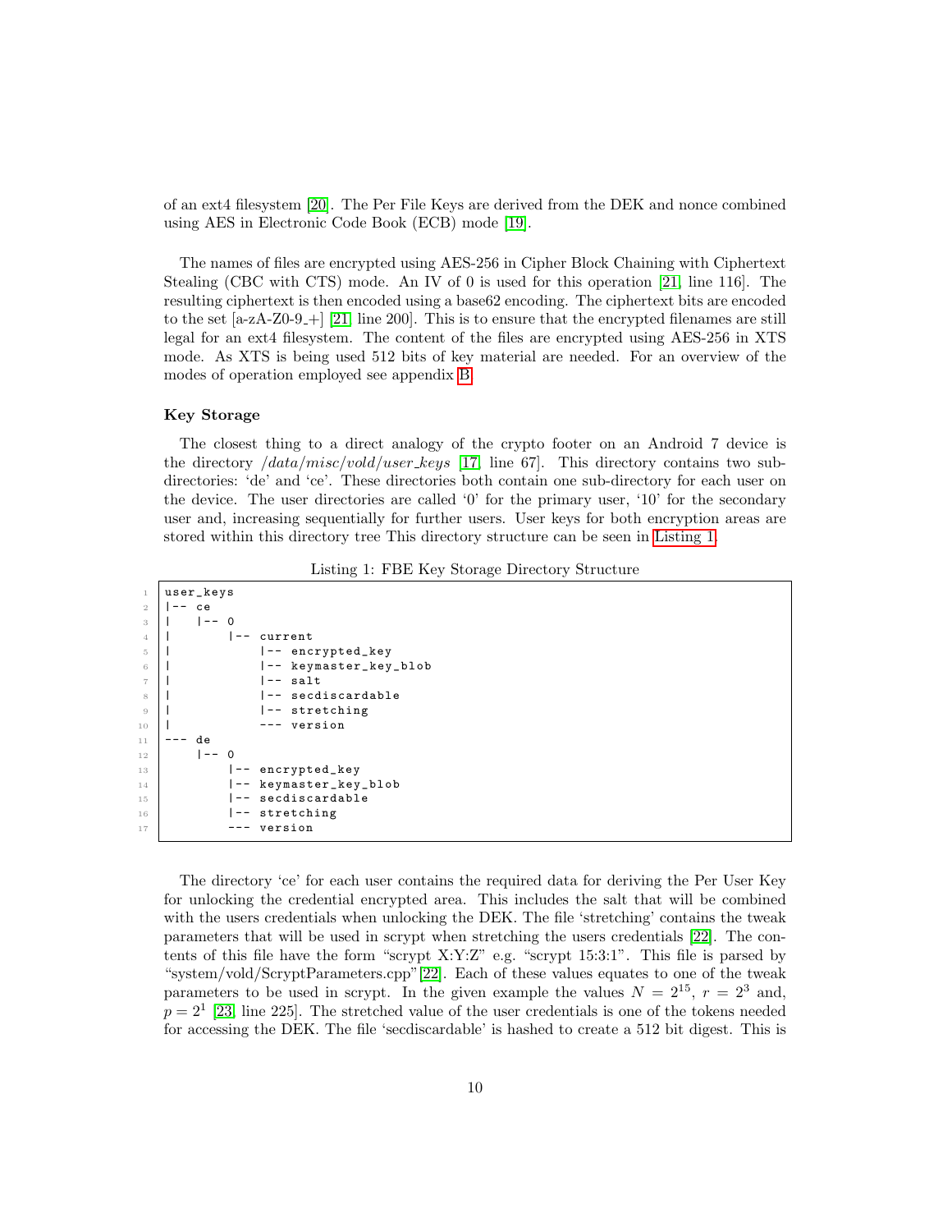of an ext4 filesystem [20]. The Per File Keys are derived from the DEK and nonce combined using AES in Electronic Code Book (ECB) mode [19].

The names of files are encrypted using AES-256 in Cipher Block Chaining with Ciphertext Stealing (CBC with CTS) mode. An IV of 0 is used for this operation [21, line 116]. The resulting ciphertext is then encoded using a base62 encoding. The ciphertext bits are encoded to the set [a-zA-Z0-9_+] [21, line 200]. This is to ensure that the encrypted filenames are still legal for an ext4 filesystem. The content of the files are encrypted using AES-256 in XTS mode. As XTS is being used 512 bits of key material are needed. For an overview of the modes of operation employed see appendix B.

### Key Storage

The closest thing to a direct analogy of the crypto footer on an Android 7 device is the directory */data/misc/vold/user_keys* [17, line 67]. This directory contains two sub-directories: 'de' and 'ce'. These directories both contain one sub-directory for each user on the device. The user directories are called '0' for the primary user, '10' for the secondary user and, increasing sequentially for further users. User keys for both encryption areas are stored within this directory tree This directory structure can be seen in Listing 1.

Listing 1: FBE Key Storage Directory Structure

```
user_keys
|-- ce
|   |-- 0
|       |-- current
|           |-- encrypted_key
|           |-- keymaster_key_blob
|           |-- salt
|           |-- secdiscardable
|           |-- stretching
|           --- version
--- de
    |-- 0
        |-- encrypted_key
        |-- keymaster_key_blob
        |-- secdiscardable
        |-- stretching
        --- version
```

The directory 'ce' for each user contains the required data for deriving the Per User Key for unlocking the credential encrypted area. This includes the salt that will be combined with the users credentials when unlocking the DEK. The file 'stretching' contains the tweak parameters that will be used in scrypt when stretching the users credentials [22]. The contents of this file have the form "scrypt X:Y:Z" e.g. "scrypt 15:3:1". This file is parsed by "system/vold/ScryptParameters.cpp"[22]. Each of these values equates to one of the tweak parameters to be used in scrypt. In the given example the values $N = 2^{15}$, $r = 2^3$ and, $p = 2^1$ [23, line 225]. The stretched value of the user credentials is one of the tokens needed for accessing the DEK. The file 'secdiscardable' is hashed to create a 512 bit digest. This is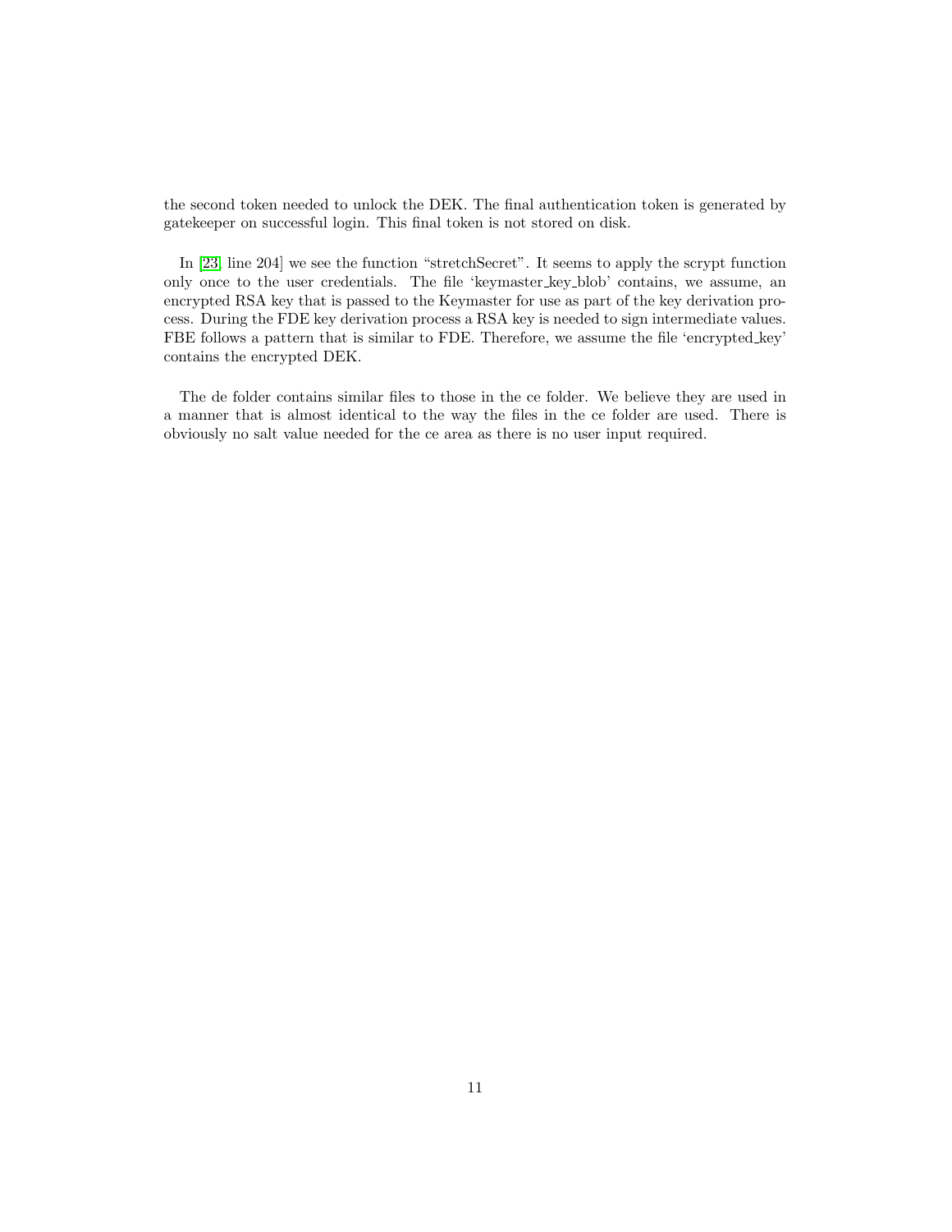the second token needed to unlock the DEK. The final authentication token is generated by gatekeeper on successful login. This final token is not stored on disk.

In [23] line 204] we see the function "stretchSecret". It seems to apply the scrypt function only once to the user credentials. The file 'keymaster_key_blob' contains, we assume, an encrypted RSA key that is passed to the Keymaster for use as part of the key derivation process. During the FDE key derivation process a RSA key is needed to sign intermediate values. FBE follows a pattern that is similar to FDE. Therefore, we assume the file 'encrypted_key' contains the encrypted DEK.

The de folder contains similar files to those in the ce folder. We believe they are used in a manner that is almost identical to the way the files in the ce folder are used. There is obviously no salt value needed for the ce area as there is no user input required.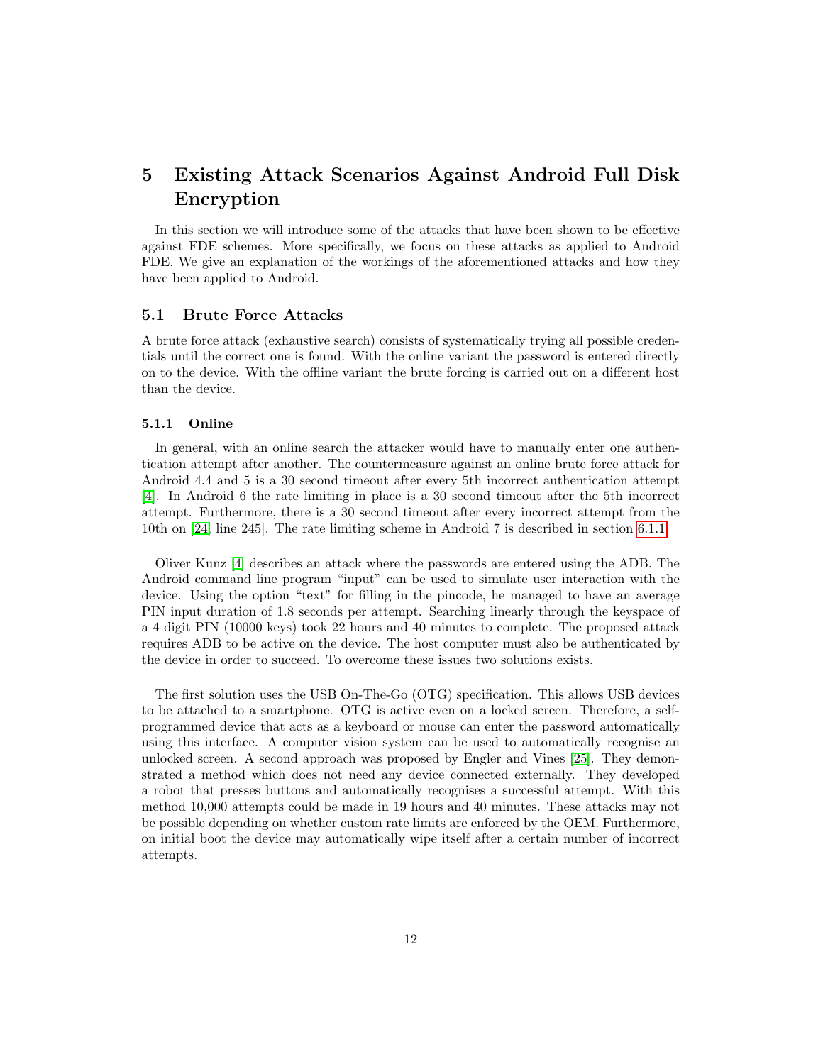# 5 Existing Attack Scenarios Against Android Full Disk Encryption

In this section we will introduce some of the attacks that have been shown to be effective against FDE schemes. More specifically, we focus on these attacks as applied to Android FDE. We give an explanation of the workings of the aforementioned attacks and how they have been applied to Android.

## 5.1 Brute Force Attacks

A brute force attack (exhaustive search) consists of systematically trying all possible credentials until the correct one is found. With the online variant the password is entered directly on to the device. With the offline variant the brute forcing is carried out on a different host than the device.

### 5.1.1 Online

In general, with an online search the attacker would have to manually enter one authentication attempt after another. The countermeasure against an online brute force attack for Android 4.4 and 5 is a 30 second timeout after every 5th incorrect authentication attempt [4]. In Android 6 the rate limiting in place is a 30 second timeout after the 5th incorrect attempt. Furthermore, there is a 30 second timeout after every incorrect attempt from the 10th on [24, line 245]. The rate limiting scheme in Android 7 is described in section 6.1.1

Oliver Kunz [4] describes an attack where the passwords are entered using the ADB. The Android command line program "input" can be used to simulate user interaction with the device. Using the option "text" for filling in the pincode, he managed to have an average PIN input duration of 1.8 seconds per attempt. Searching linearly through the keyspace of a 4 digit PIN (10000 keys) took 22 hours and 40 minutes to complete. The proposed attack requires ADB to be active on the device. The host computer must also be authenticated by the device in order to succeed. To overcome these issues two solutions exists.

The first solution uses the USB On-The-Go (OTG) specification. This allows USB devices to be attached to a smartphone. OTG is active even on a locked screen. Therefore, a self-programmed device that acts as a keyboard or mouse can enter the password automatically using this interface. A computer vision system can be used to automatically recognise an unlocked screen. A second approach was proposed by Engler and Vines [25]. They demonstrated a method which does not need any device connected externally. They developed a robot that presses buttons and automatically recognises a successful attempt. With this method 10,000 attempts could be made in 19 hours and 40 minutes. These attacks may not be possible depending on whether custom rate limits are enforced by the OEM. Furthermore, on initial boot the device may automatically wipe itself after a certain number of incorrect attempts.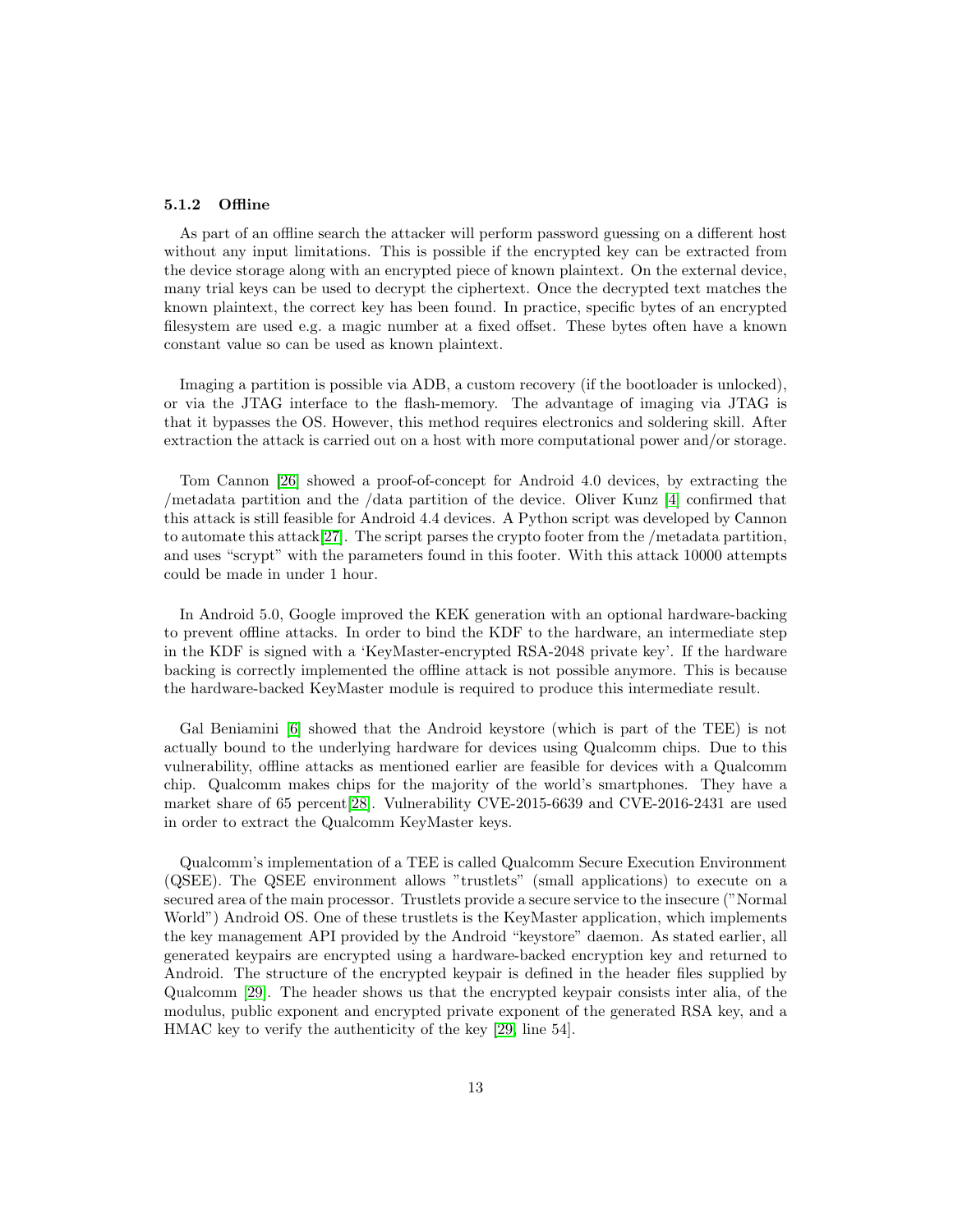### 5.1.2 Offline

As part of an offline search the attacker will perform password guessing on a different host without any input limitations. This is possible if the encrypted key can be extracted from the device storage along with an encrypted piece of known plaintext. On the external device, many trial keys can be used to decrypt the ciphertext. Once the decrypted text matches the known plaintext, the correct key has been found. In practice, specific bytes of an encrypted filesystem are used e.g. a magic number at a fixed offset. These bytes often have a known constant value so can be used as known plaintext.

Imaging a partition is possible via ADB, a custom recovery (if the bootloader is unlocked), or via the JTAG interface to the flash-memory. The advantage of imaging via JTAG is that it bypasses the OS. However, this method requires electronics and soldering skill. After extraction the attack is carried out on a host with more computational power and/or storage.

Tom Cannon [26] showed a proof-of-concept for Android 4.0 devices, by extracting the /metadata partition and the /data partition of the device. Oliver Kunz [4] confirmed that this attack is still feasible for Android 4.4 devices. A Python script was developed by Cannon to automate this attack[27]. The script parses the crypto footer from the /metadata partition, and uses "scrypt" with the parameters found in this footer. With this attack 10000 attempts could be made in under 1 hour.

In Android 5.0, Google improved the KEK generation with an optional hardware-backing to prevent offline attacks. In order to bind the KDF to the hardware, an intermediate step in the KDF is signed with a 'KeyMaster-encrypted RSA-2048 private key'. If the hardware backing is correctly implemented the offline attack is not possible anymore. This is because the hardware-backed KeyMaster module is required to produce this intermediate result.

Gal Beniamini [6] showed that the Android keystore (which is part of the TEE) is not actually bound to the underlying hardware for devices using Qualcomm chips. Due to this vulnerability, offline attacks as mentioned earlier are feasible for devices with a Qualcomm chip. Qualcomm makes chips for the majority of the world's smartphones. They have a market share of 65 percent[28]. Vulnerability CVE-2015-6639 and CVE-2016-2431 are used in order to extract the Qualcomm KeyMaster keys.

Qualcomm's implementation of a TEE is called Qualcomm Secure Execution Environment (QSEE). The QSEE environment allows "trustlets" (small applications) to execute on a secured area of the main processor. Trustlets provide a secure service to the insecure ("Normal World") Android OS. One of these trustlets is the KeyMaster application, which implements the key management API provided by the Android "keystore" daemon. As stated earlier, all generated keypairs are encrypted using a hardware-backed encryption key and returned to Android. The structure of the encrypted keypair is defined in the header files supplied by Qualcomm [29]. The header shows us that the encrypted keypair consists inter alia, of the modulus, public exponent and encrypted private exponent of the generated RSA key, and a HMAC key to verify the authenticity of the key [29, line 54].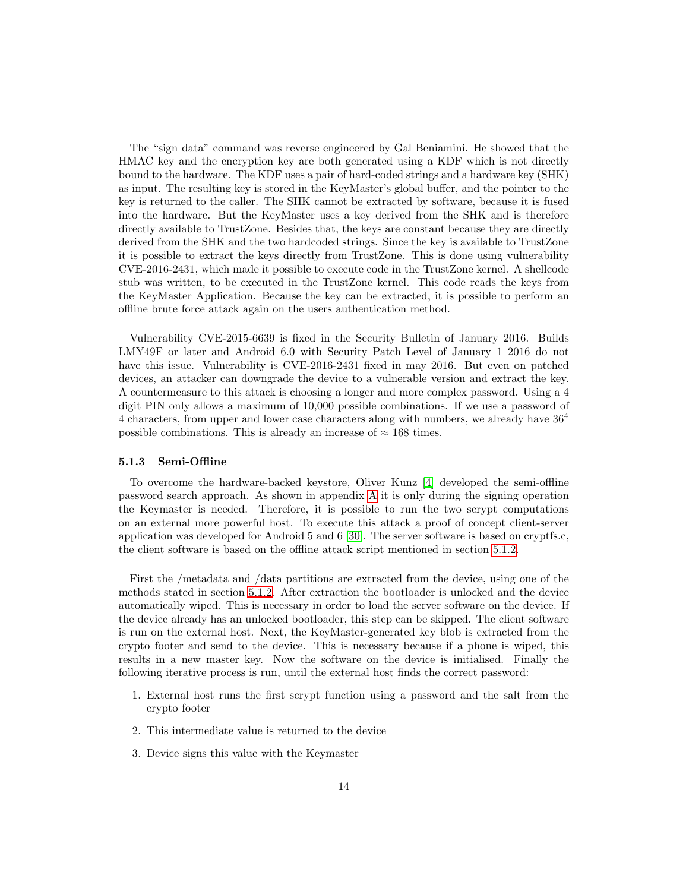The "sign_data" command was reverse engineered by Gal Beniamini. He showed that the HMAC key and the encryption key are both generated using a KDF which is not directly bound to the hardware. The KDF uses a pair of hard-coded strings and a hardware key (SHK) as input. The resulting key is stored in the KeyMaster's global buffer, and the pointer to the key is returned to the caller. The SHK cannot be extracted by software, because it is fused into the hardware. But the KeyMaster uses a key derived from the SHK and is therefore directly available to TrustZone. Besides that, the keys are constant because they are directly derived from the SHK and the two hardcoded strings. Since the key is available to TrustZone it is possible to extract the keys directly from TrustZone. This is done using vulnerability CVE-2016-2431, which made it possible to execute code in the TrustZone kernel. A shellcode stub was written, to be executed in the TrustZone kernel. This code reads the keys from the KeyMaster Application. Because the key can be extracted, it is possible to perform an offline brute force attack again on the users authentication method.

Vulnerability CVE-2015-6639 is fixed in the Security Bulletin of January 2016. Builds LMY49F or later and Android 6.0 with Security Patch Level of January 1 2016 do not have this issue. Vulnerability is CVE-2016-2431 fixed in may 2016. But even on patched devices, an attacker can downgrade the device to a vulnerable version and extract the key. A countermeasure to this attack is choosing a longer and more complex password. Using a 4 digit PIN only allows a maximum of 10,000 possible combinations. If we use a password of 4 characters, from upper and lower case characters along with numbers, we already have $36^4$ possible combinations. This is already an increase of $\approx 168$ times.

### 5.1.3 Semi-Offline

To overcome the hardware-backed keystore, Oliver Kunz [4] developed the semi-offline password search approach. As shown in appendix A it is only during the signing operation the Keymaster is needed. Therefore, it is possible to run the two scrypt computations on an external more powerful host. To execute this attack a proof of concept client-server application was developed for Android 5 and 6 [30]. The server software is based on cryptfs.c, the client software is based on the offline attack script mentioned in section 5.1.2.

First the /metadata and /data partitions are extracted from the device, using one of the methods stated in section 5.1.2. After extraction the bootloader is unlocked and the device automatically wiped. This is necessary in order to load the server software on the device. If the device already has an unlocked bootloader, this step can be skipped. The client software is run on the external host. Next, the KeyMaster-generated key blob is extracted from the crypto footer and send to the device. This is necessary because if a phone is wiped, this results in a new master key. Now the software on the device is initialised. Finally the following iterative process is run, until the external host finds the correct password:

1. External host runs the first scrypt function using a password and the salt from the crypto footer
2. This intermediate value is returned to the device
3. Device signs this value with the Keymaster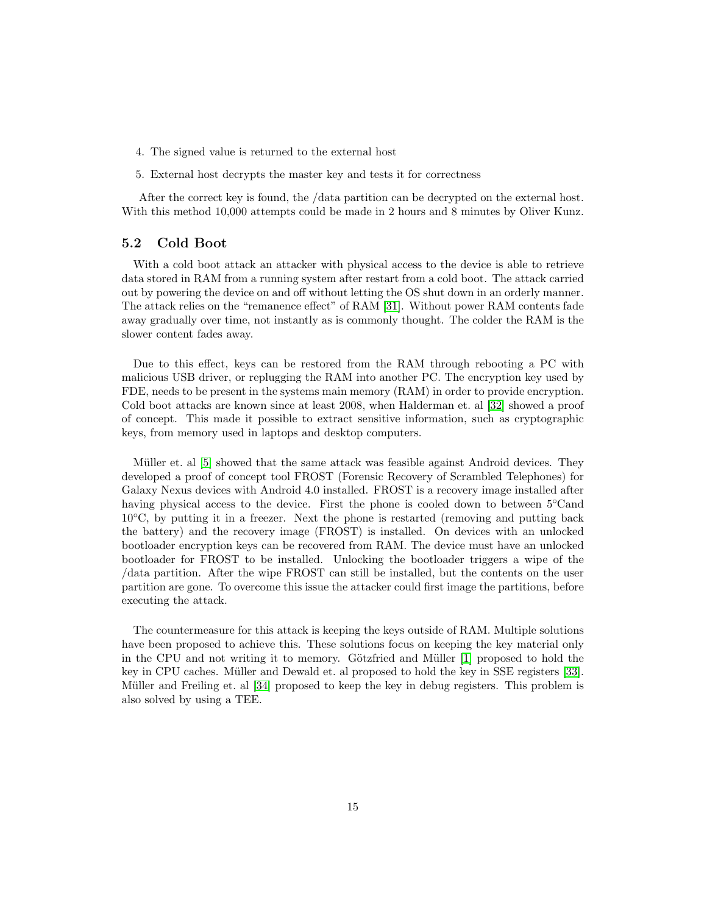4. The signed value is returned to the external host
5. External host decrypts the master key and tests it for correctness

After the correct key is found, the /data partition can be decrypted on the external host. With this method 10,000 attempts could be made in 2 hours and 8 minutes by Oliver Kunz.

## 5.2 Cold Boot

With a cold boot attack an attacker with physical access to the device is able to retrieve data stored in RAM from a running system after restart from a cold boot. The attack carried out by powering the device on and off without letting the OS shut down in an orderly manner. The attack relies on the "remanence effect" of RAM [31]. Without power RAM contents fade away gradually over time, not instantly as is commonly thought. The colder the RAM is the slower content fades away.

Due to this effect, keys can be restored from the RAM through rebooting a PC with malicious USB driver, or replugging the RAM into another PC. The encryption key used by FDE, needs to be present in the systems main memory (RAM) in order to provide encryption. Cold boot attacks are known since at least 2008, when Halderman et. al [32] showed a proof of concept. This made it possible to extract sensitive information, such as cryptographic keys, from memory used in laptops and desktop computers.

Müller et. al [5] showed that the same attack was feasible against Android devices. They developed a proof of concept tool FROST (Forensic Recovery of Scrambled Telephones) for Galaxy Nexus devices with Android 4.0 installed. FROST is a recovery image installed after having physical access to the device. First the phone is cooled down to between 5°Cand 10°C, by putting it in a freezer. Next the phone is restarted (removing and putting back the battery) and the recovery image (FROST) is installed. On devices with an unlocked bootloader encryption keys can be recovered from RAM. The device must have an unlocked bootloader for FROST to be installed. Unlocking the bootloader triggers a wipe of the /data partition. After the wipe FROST can still be installed, but the contents on the user partition are gone. To overcome this issue the attacker could first image the partitions, before executing the attack.

The countermeasure for this attack is keeping the keys outside of RAM. Multiple solutions have been proposed to achieve this. These solutions focus on keeping the key material only in the CPU and not writing it to memory. Götzfried and Müller [1] proposed to hold the key in CPU caches. Müller and Dewald et. al proposed to hold the key in SSE registers [33]. Müller and Freiling et. al [34] proposed to keep the key in debug registers. This problem is also solved by using a TEE.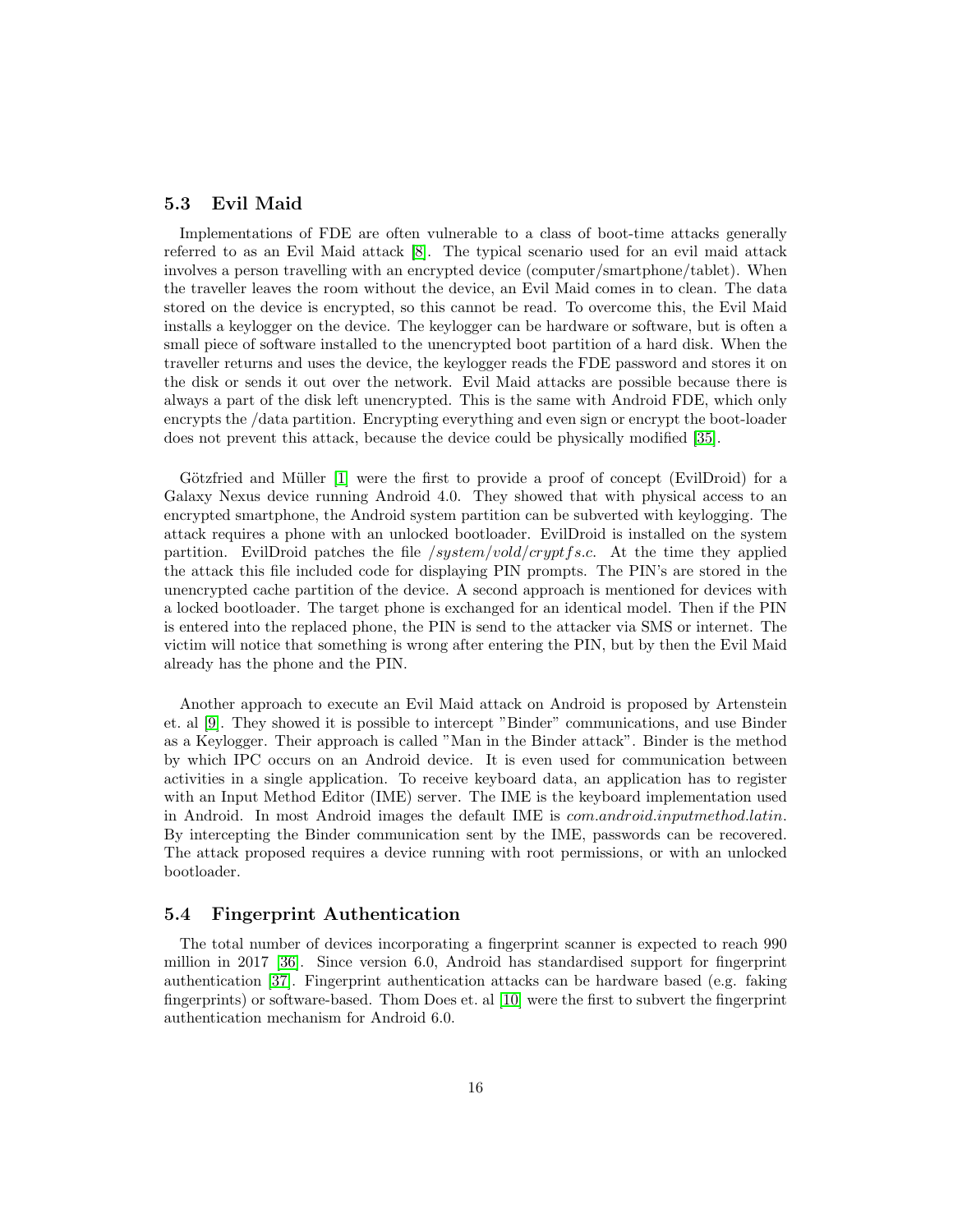### 5.3 Evil Maid

Implementations of FDE are often vulnerable to a class of boot-time attacks generally referred to as an Evil Maid attack [8]. The typical scenario used for an evil maid attack involves a person travelling with an encrypted device (computer/smartphone/tablet). When the traveller leaves the room without the device, an Evil Maid comes in to clean. The data stored on the device is encrypted, so this cannot be read. To overcome this, the Evil Maid installs a keylogger on the device. The keylogger can be hardware or software, but is often a small piece of software installed to the unencrypted boot partition of a hard disk. When the traveller returns and uses the device, the keylogger reads the FDE password and stores it on the disk or sends it out over the network. Evil Maid attacks are possible because there is always a part of the disk left unencrypted. This is the same with Android FDE, which only encrypts the /data partition. Encrypting everything and even sign or encrypt the boot-loader does not prevent this attack, because the device could be physically modified [35].

Götzfried and Müller [1] were the first to provide a proof of concept (EvilDroid) for a Galaxy Nexus device running Android 4.0. They showed that with physical access to an encrypted smartphone, the Android system partition can be subverted with keylogging. The attack requires a phone with an unlocked bootloader. EvilDroid is installed on the system partition. EvilDroid patches the file */system/vold/cryptfs.c*. At the time they applied the attack this file included code for displaying PIN prompts. The PIN's are stored in the unencrypted cache partition of the device. A second approach is mentioned for devices with a locked bootloader. The target phone is exchanged for an identical model. Then if the PIN is entered into the replaced phone, the PIN is send to the attacker via SMS or internet. The victim will notice that something is wrong after entering the PIN, but by then the Evil Maid already has the phone and the PIN.

Another approach to execute an Evil Maid attack on Android is proposed by Artenstein et. al [9]. They showed it is possible to intercept "Binder" communications, and use Binder as a Keylogger. Their approach is called "Man in the Binder attack". Binder is the method by which IPC occurs on an Android device. It is even used for communication between activities in a single application. To receive keyboard data, an application has to register with an Input Method Editor (IME) server. The IME is the keyboard implementation used in Android. In most Android images the default IME is *com.android.inputmethod.latin*. By intercepting the Binder communication sent by the IME, passwords can be recovered. The attack proposed requires a device running with root permissions, or with an unlocked bootloader.

### 5.4 Fingerprint Authentication

The total number of devices incorporating a fingerprint scanner is expected to reach 990 million in 2017 [36]. Since version 6.0, Android has standardised support for fingerprint authentication [37]. Fingerprint authentication attacks can be hardware based (e.g. faking fingerprints) or software-based. Thom Does et. al [10] were the first to subvert the fingerprint authentication mechanism for Android 6.0.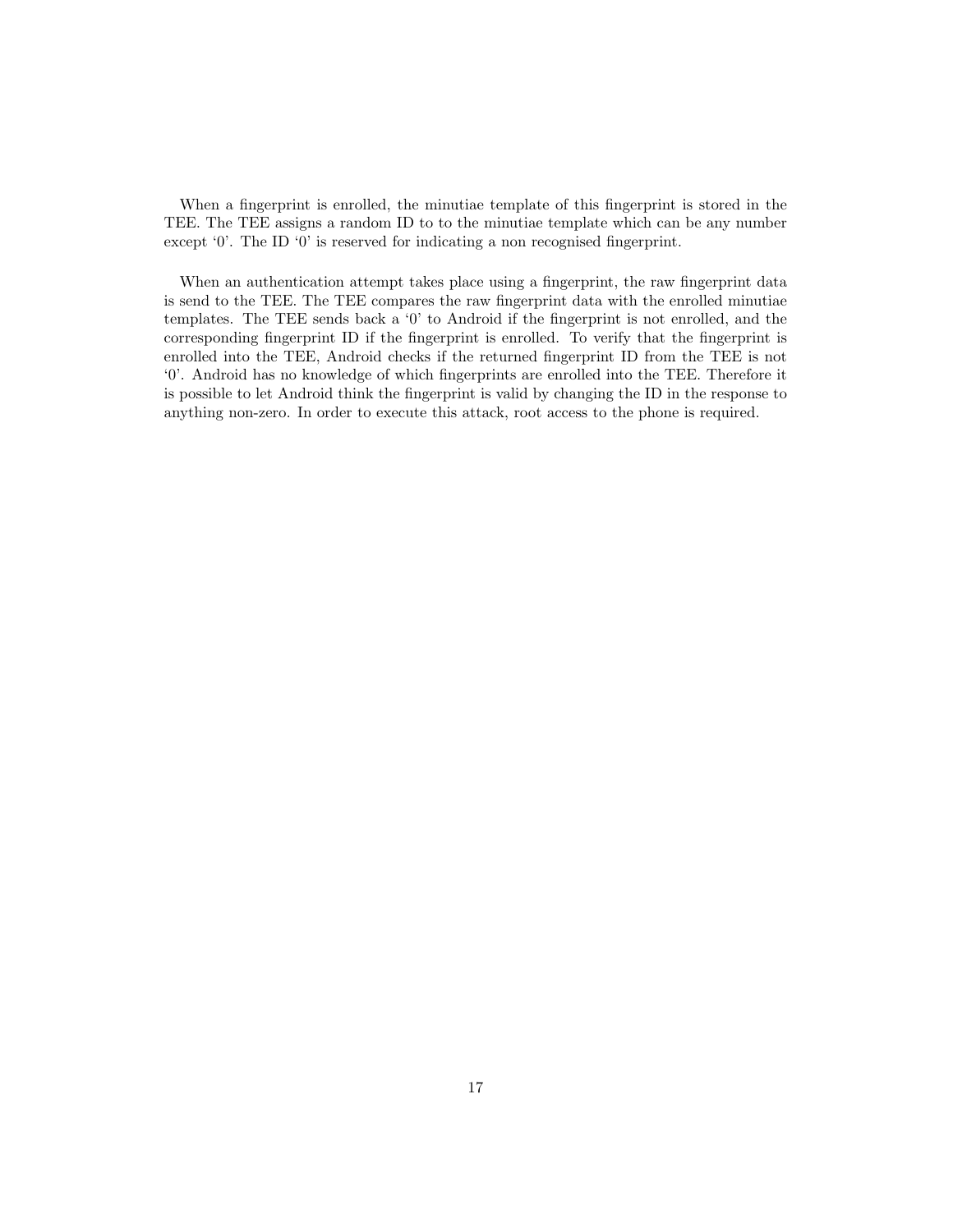When a fingerprint is enrolled, the minutiae template of this fingerprint is stored in the TEE. The TEE assigns a random ID to to the minutiae template which can be any number except '0'. The ID '0' is reserved for indicating a non recognised fingerprint.

When an authentication attempt takes place using a fingerprint, the raw fingerprint data is send to the TEE. The TEE compares the raw fingerprint data with the enrolled minutiae templates. The TEE sends back a '0' to Android if the fingerprint is not enrolled, and the corresponding fingerprint ID if the fingerprint is enrolled. To verify that the fingerprint is enrolled into the TEE, Android checks if the returned fingerprint ID from the TEE is not '0'. Android has no knowledge of which fingerprints are enrolled into the TEE. Therefore it is possible to let Android think the fingerprint is valid by changing the ID in the response to anything non-zero. In order to execute this attack, root access to the phone is required.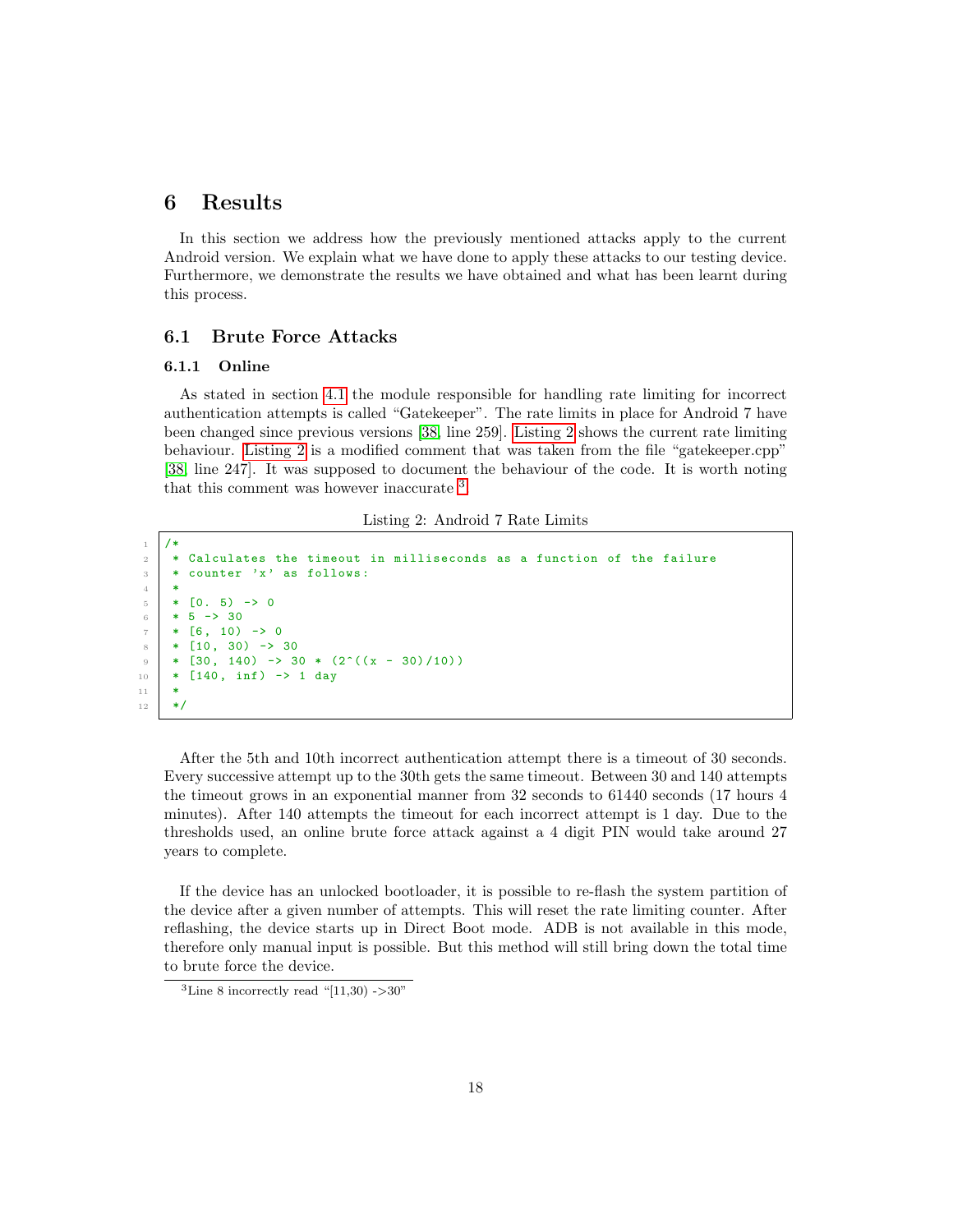# 6 Results

In this section we address how the previously mentioned attacks apply to the current Android version. We explain what we have done to apply these attacks to our testing device. Furthermore, we demonstrate the results we have obtained and what has been learnt during this process.

## 6.1 Brute Force Attacks

### 6.1.1 Online

As stated in section 4.1 the module responsible for handling rate limiting for incorrect authentication attempts is called "Gatekeeper". The rate limits in place for Android 7 have been changed since previous versions [38, line 259]. Listing 2 shows the current rate limiting behaviour. Listing 2 is a modified comment that was taken from the file "gatekeeper.cpp" [38, line 247]. It was supposed to document the behaviour of the code. It is worth noting that this comment was however inaccurate [3].

Listing 2: Android 7 Rate Limits

```
/*
 * Calculates the timeout in milliseconds as a function of the failure
 * counter 'x' as follows:
 *
 * [0. 5) -> 0
 * 5 -> 30
 * [6, 10) -> 0
 * [10, 30) -> 30
 * [30, 140) -> 30 * (2^((x - 30)/10))
 * [140, inf) -> 1 day
 *
 */
```

After the 5th and 10th incorrect authentication attempt there is a timeout of 30 seconds. Every successive attempt up to the 30th gets the same timeout. Between 30 and 140 attempts the timeout grows in an exponential manner from 32 seconds to 61440 seconds (17 hours 4 minutes). After 140 attempts the timeout for each incorrect attempt is 1 day. Due to the thresholds used, an online brute force attack against a 4 digit PIN would take around 27 years to complete.

If the device has an unlocked bootloader, it is possible to re-flash the system partition of the device after a given number of attempts. This will reset the rate limiting counter. After reflashing, the device starts up in Direct Boot mode. ADB is not available in this mode, therefore only manual input is possible. But this method will still bring down the total time to brute force the device.

[3] Line 8 incorrectly read "[11,30) ->30"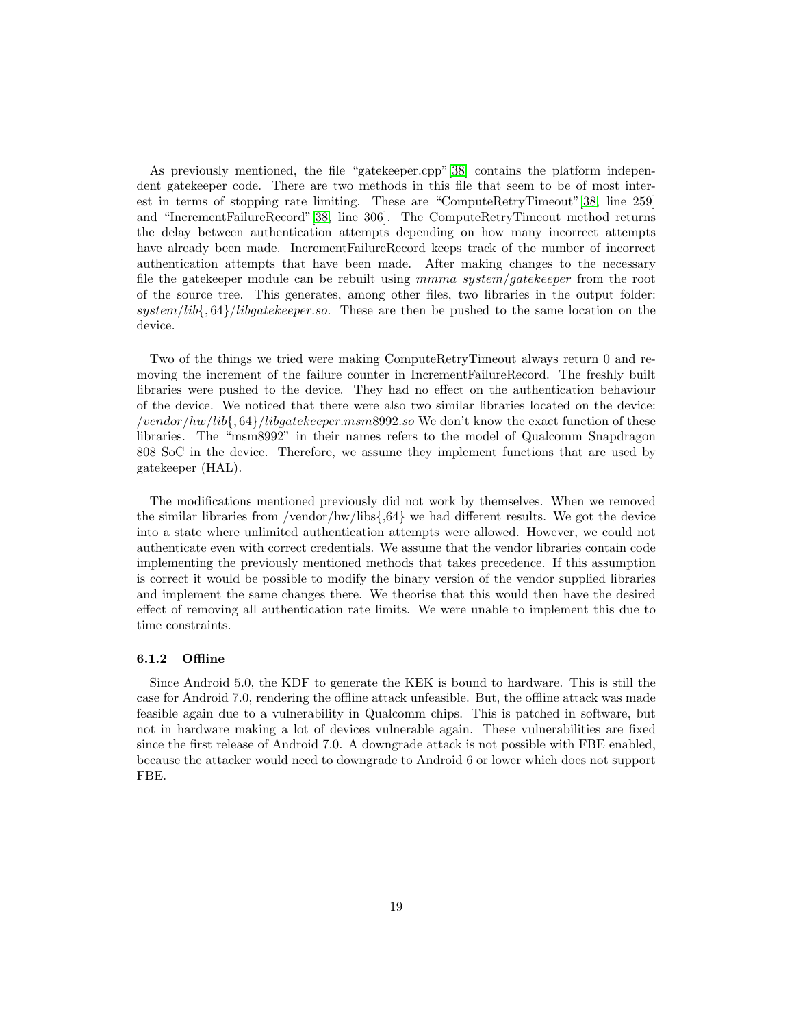As previously mentioned, the file "gatekeeper.cpp"[38] contains the platform independent gatekeeper code. There are two methods in this file that seem to be of most interest in terms of stopping rate limiting. These are "ComputeRetryTimeout"[38, line 259] and "IncrementFailureRecord"[38, line 306]. The ComputeRetryTimeout method returns the delay between authentication attempts depending on how many incorrect attempts have already been made. IncrementFailureRecord keeps track of the number of incorrect authentication attempts that have been made. After making changes to the necessary file the gatekeeper module can be rebuilt using *mmma system/gatekeeper* from the root of the source tree. This generates, among other files, two libraries in the output folder: *system/lib{,64}/libgatekeeper.so*. These are then be pushed to the same location on the device.

Two of the things we tried were making ComputeRetryTimeout always return 0 and removing the increment of the failure counter in IncrementFailureRecord. The freshly built libraries were pushed to the device. They had no effect on the authentication behaviour of the device. We noticed that there were also two similar libraries located on the device: */vendor/hw/lib{,64}/libgatekeeper.msm8992.so* We don't know the exact function of these libraries. The "msm8992" in their names refers to the model of Qualcomm Snapdragon 808 SoC in the device. Therefore, we assume they implement functions that are used by gatekeeper (HAL).

The modifications mentioned previously did not work by themselves. When we removed the similar libraries from /vendor/hw/libs{,64} we had different results. We got the device into a state where unlimited authentication attempts were allowed. However, we could not authenticate even with correct credentials. We assume that the vendor libraries contain code implementing the previously mentioned methods that takes precedence. If this assumption is correct it would be possible to modify the binary version of the vendor supplied libraries and implement the same changes there. We theorise that this would then have the desired effect of removing all authentication rate limits. We were unable to implement this due to time constraints.

#### 6.1.2 Offline

Since Android 5.0, the KDF to generate the KEK is bound to hardware. This is still the case for Android 7.0, rendering the offline attack unfeasible. But, the offline attack was made feasible again due to a vulnerability in Qualcomm chips. This is patched in software, but not in hardware making a lot of devices vulnerable again. These vulnerabilities are fixed since the first release of Android 7.0. A downgrade attack is not possible with FBE enabled, because the attacker would need to downgrade to Android 6 or lower which does not support FBE.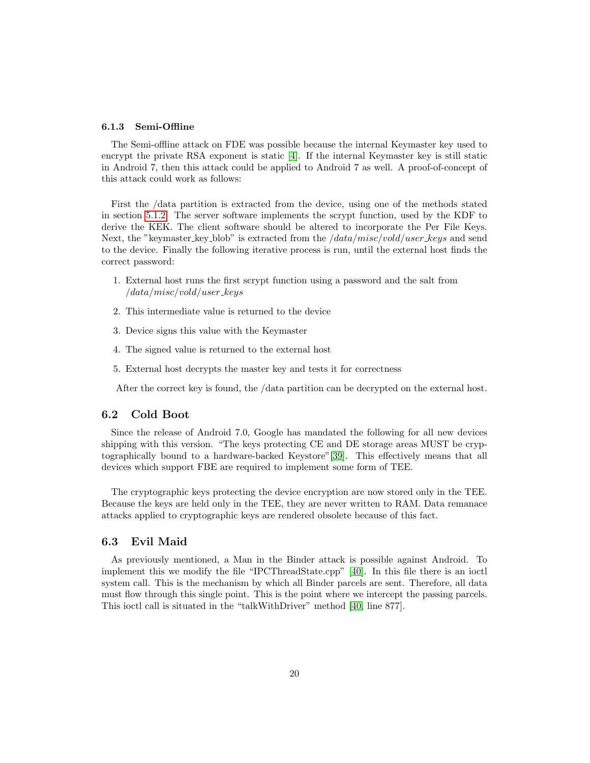#### 6.1.3 Semi-Offline

The Semi-offline attack on FDE was possible because the internal Keymaster key used to encrypt the private RSA exponent is static [4]. If the internal Keymaster key is still static in Android 7, then this attack could be applied to Android 7 as well. A proof-of-concept of this attack could work as follows:

First the /data partition is extracted from the device, using one of the methods stated in section 5.1.2. The server software implements the scrypt function, used by the KDF to derive the KEK. The client software should be altered to incorporate the Per File Keys. Next, the "keymaster_key_blob" is extracted from the */data/misc/vold/user_keys* and send to the device. Finally the following iterative process is run, until the external host finds the correct password:

1. External host runs the first scrypt function using a password and the salt from */data/misc/vold/user_keys*
2. This intermediate value is returned to the device
3. Device signs this value with the Keymaster
4. The signed value is returned to the external host
5. External host decrypts the master key and tests it for correctness

After the correct key is found, the /data partition can be decrypted on the external host.

### 6.2 Cold Boot

Since the release of Android 7.0, Google has mandated the following for all new devices shipping with this version. "The keys protecting CE and DE storage areas MUST be cryptographically bound to a hardware-backed Keystore"[39]. This effectively means that all devices which support FBE are required to implement some form of TEE.

The cryptographic keys protecting the device encryption are now stored only in the TEE. Because the keys are held only in the TEE, they are never written to RAM. Data remanace attacks applied to cryptographic keys are rendered obsolete because of this fact.

### 6.3 Evil Maid

As previously mentioned, a Man in the Binder attack is possible against Android. To implement this we modify the file "IPCThreadState.cpp" [40]. In this file there is an ioctl system call. This is the mechanism by which all Binder parcels are sent. Therefore, all data must flow through this single point. This is the point where we intercept the passing parcels. This ioctl call is situated in the "talkWithDriver" method [40, line 877].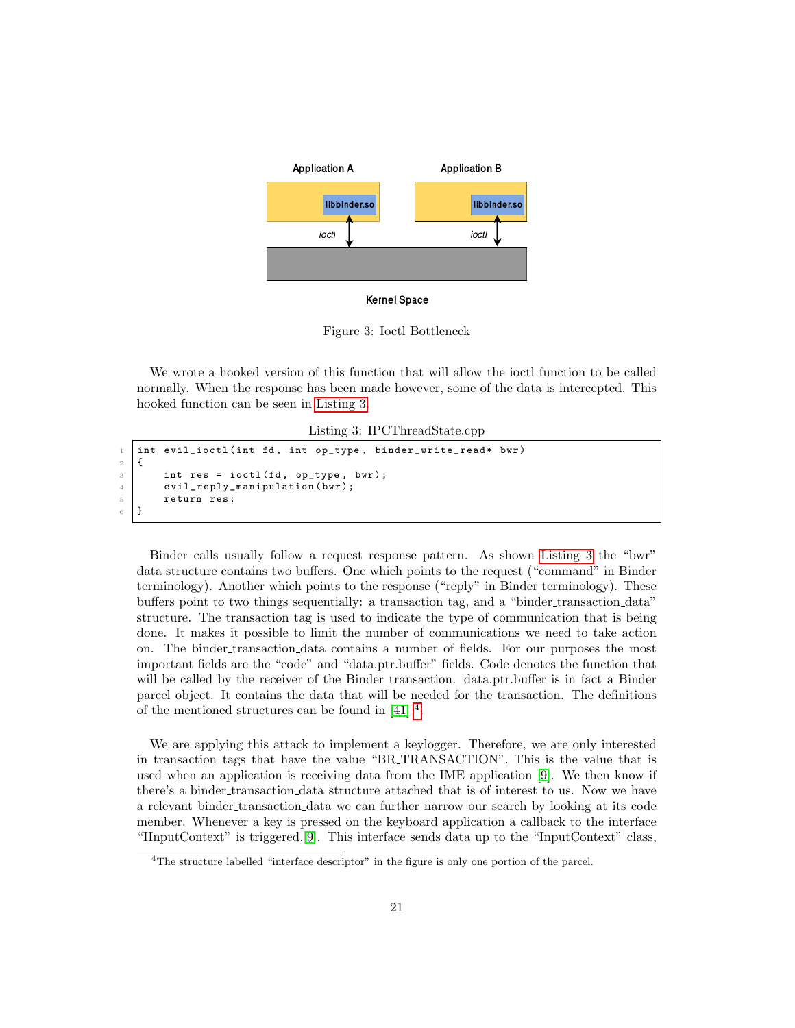Application A

Application B

libbinder.so

libbinder.so

ioctl

ioctl

Kernel Space

Figure 3: Ioctl Bottleneck

We wrote a hooked version of this function that will allow the ioctl function to be called normally. When the response has been made however, some of the data is intercepted. This hooked function can be seen in Listing 3.

Listing 3: IPCThreadState.cpp

```
int evil_ioctl(int fd, int op_type, binder_write_read* bwr)
{
    int res = ioctl(fd, op_type, bwr);
    evil_reply_manipulation(bwr);
    return res;
}
```

Binder calls usually follow a request response pattern. As shown Listing 3 the "bwr" data structure contains two buffers. One which points to the request ("command" in Binder terminology). Another which points to the response ("reply" in Binder terminology). These buffers point to two things sequentially: a transaction tag, and a "binder_transaction_data" structure. The transaction tag is used to indicate the type of communication that is being done. It makes it possible to limit the number of communications we need to take action on. The binder_transaction_data contains a number of fields. For our purposes the most important fields are the "code" and "data.ptr.buffer" fields. Code denotes the function that will be called by the receiver of the Binder transaction. data.ptr.buffer is in fact a Binder parcel object. It contains the data that will be needed for the transaction. The definitions of the mentioned structures can be found in [41] [4].

We are applying this attack to implement a keylogger. Therefore, we are only interested in transaction tags that have the value "BR_TRANSACTION". This is the value that is used when an application is receiving data from the IME application [9]. We then know if there's a binder_transaction_data structure attached that is of interest to us. Now we have a relevant binder_transaction_data we can further narrow our search by looking at its code member. Whenever a key is pressed on the keyboard application a callback to the interface "IInputContext" is triggered.[9]. This interface sends data up to the "InputContext" class,

[4] The structure labelled "interface descriptor" in the figure is only one portion of the parcel.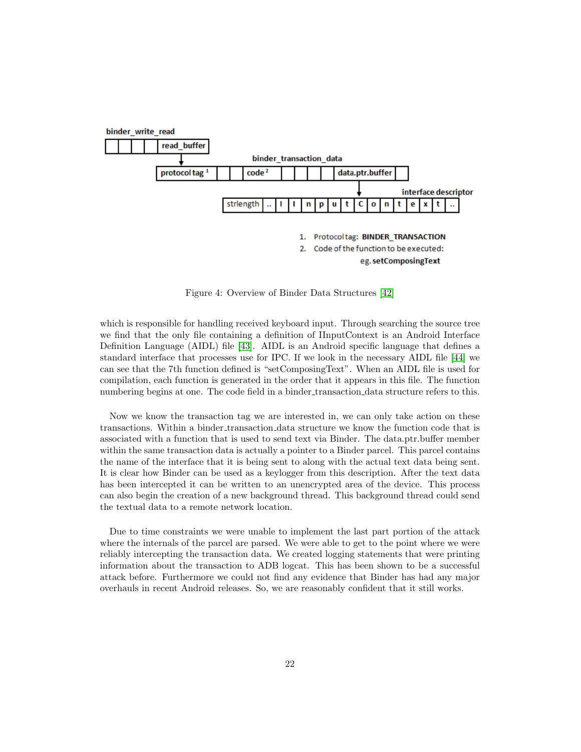binder_write_read

| | | | | read_buffer |
|---|---|---|---|---|

binder_transaction_data

| protocol tag [1] | | | code [2] | | | | | data.ptr.buffer | |
|---|---|---|---|---|---|---|---|---|---|

interface descriptor

| strlength | .. | I | I | n | p | u | t | C | o | n | t | e | x | t | .. |
|---|---|---|---|---|---|---|---|---|---|---|---|---|---|---|---|

1. Protocol tag: **BINDER_TRANSACTION**
2. Code of the function to be executed: eg. **setComposingText**

Figure 4: Overview of Binder Data Structures [42]

which is responsible for handling received keyboard input. Through searching the source tree we find that the only file containing a definition of IInputContext is an Android Interface Definition Language (AIDL) file [43]. AIDL is an Android specific language that defines a standard interface that processes use for IPC. If we look in the necessary AIDL file [44] we can see that the 7th function defined is "setComposingText". When an AIDL file is used for compilation, each function is generated in the order that it appears in this file. The function numbering begins at one. The code field in a binder_transaction_data structure refers to this.

Now we know the transaction tag we are interested in, we can only take action on these transactions. Within a binder_transaction_data structure we know the function code that is associated with a function that is used to send text via Binder. The data.ptr.buffer member within the same transaction data is actually a pointer to a Binder parcel. This parcel contains the name of the interface that it is being sent to along with the actual text data being sent. It is clear how Binder can be used as a keylogger from this description. After the text data has been intercepted it can be written to an unencrypted area of the device. This process can also begin the creation of a new background thread. This background thread could send the textual data to a remote network location.

Due to time constraints we were unable to implement the last part portion of the attack where the internals of the parcel are parsed. We were able to get to the point where we were reliably intercepting the transaction data. We created logging statements that were printing information about the transaction to ADB logcat. This has been shown to be a successful attack before. Furthermore we could not find any evidence that Binder has had any major overhauls in recent Android releases. So, we are reasonably confident that it still works.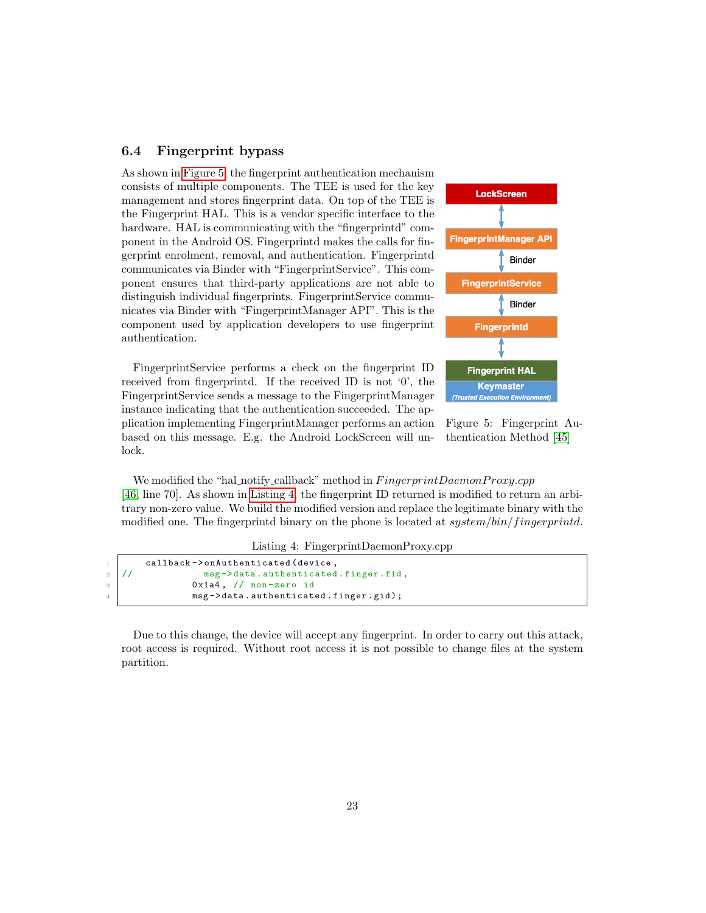### 6.4 Fingerprint bypass

As shown in Figure 5, the fingerprint authentication mechanism consists of multiple components. The TEE is used for the key management and stores fingerprint data. On top of the TEE is the Fingerprint HAL. This is a vendor specific interface to the hardware. HAL is communicating with the "fingerprintd" component in the Android OS. Fingerprintd makes the calls for fingerprint enrolment, removal, and authentication. Fingerprintd communicates via Binder with "FingerprintService". This component ensures that third-party applications are not able to distinguish individual fingerprints. FingerprintService communicates via Binder with "FingerprintManager API". This is the component used by application developers to use fingerprint authentication.

FingerprintService performs a check on the fingerprint ID received from fingerprintd. If the received ID is not '0', the FingerprintService sends a message to the FingerprintManager instance indicating that the authentication succeeded. The application implementing FingerprintManager performs an action based on this message. E.g. the Android LockScreen will unlock.

LockScreen

FingerprintManager API

Binder

FingerprintService

Binder

Fingerprintd

Fingerprint HAL

Keymaster

*(Trusted Execution Environment)*

Figure 5: Fingerprint Authentication Method [45]

We modified the "hal_notify_callback" method in *FingerprintDaemonProxy.cpp* [46, line 70]. As shown in Listing 4, the fingerprint ID returned is modified to return an arbitrary non-zero value. We build the modified version and replace the legitimate binary with the modified one. The fingerprintd binary on the phone is located at *system/bin/fingerprintd*.

Listing 4: FingerprintDaemonProxy.cpp

```
    callback->onAuthenticated(device,
//            msg->data.authenticated.finger.fid,
            0x1a4, // non-zero id
            msg->data.authenticated.finger.gid);
```

Due to this change, the device will accept any fingerprint. In order to carry out this attack, root access is required. Without root access it is not possible to change files at the system partition.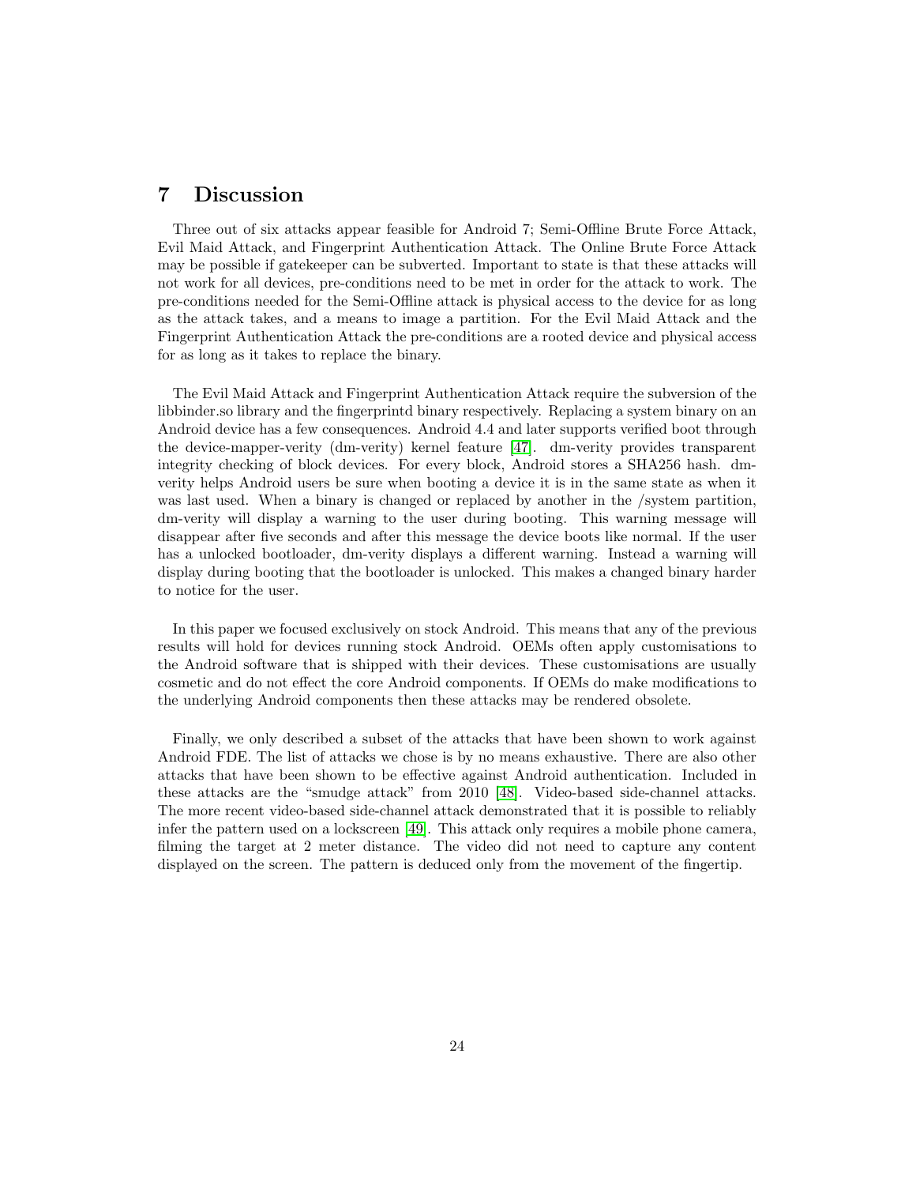# 7 Discussion

Three out of six attacks appear feasible for Android 7; Semi-Offline Brute Force Attack, Evil Maid Attack, and Fingerprint Authentication Attack. The Online Brute Force Attack may be possible if gatekeeper can be subverted. Important to state is that these attacks will not work for all devices, pre-conditions need to be met in order for the attack to work. The pre-conditions needed for the Semi-Offline attack is physical access to the device for as long as the attack takes, and a means to image a partition. For the Evil Maid Attack and the Fingerprint Authentication Attack the pre-conditions are a rooted device and physical access for as long as it takes to replace the binary.

The Evil Maid Attack and Fingerprint Authentication Attack require the subversion of the libbinder.so library and the fingerprintd binary respectively. Replacing a system binary on an Android device has a few consequences. Android 4.4 and later supports verified boot through the device-mapper-verity (dm-verity) kernel feature [47]. dm-verity provides transparent integrity checking of block devices. For every block, Android stores a SHA256 hash. dm-verity helps Android users be sure when booting a device it is in the same state as when it was last used. When a binary is changed or replaced by another in the /system partition, dm-verity will display a warning to the user during booting. This warning message will disappear after five seconds and after this message the device boots like normal. If the user has a unlocked bootloader, dm-verity displays a different warning. Instead a warning will display during booting that the bootloader is unlocked. This makes a changed binary harder to notice for the user.

In this paper we focused exclusively on stock Android. This means that any of the previous results will hold for devices running stock Android. OEMs often apply customisations to the Android software that is shipped with their devices. These customisations are usually cosmetic and do not effect the core Android components. If OEMs do make modifications to the underlying Android components then these attacks may be rendered obsolete.

Finally, we only described a subset of the attacks that have been shown to work against Android FDE. The list of attacks we chose is by no means exhaustive. There are also other attacks that have been shown to be effective against Android authentication. Included in these attacks are the "smudge attack" from 2010 [48]. Video-based side-channel attacks. The more recent video-based side-channel attack demonstrated that it is possible to reliably infer the pattern used on a lockscreen [49]. This attack only requires a mobile phone camera, filming the target at 2 meter distance. The video did not need to capture any content displayed on the screen. The pattern is deduced only from the movement of the fingertip.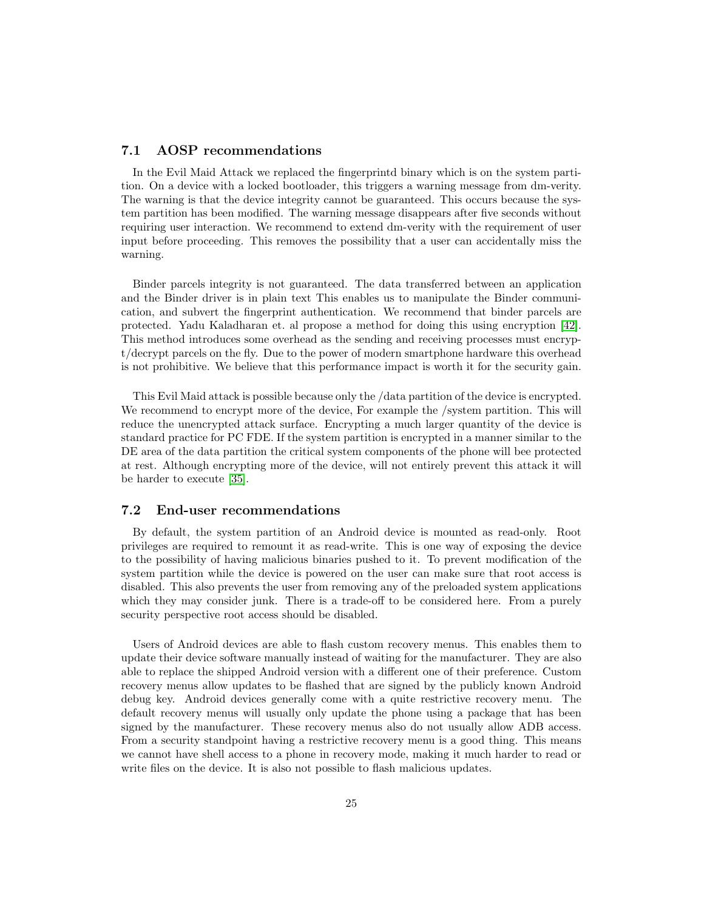## 7.1 AOSP recommendations

In the Evil Maid Attack we replaced the fingerprintd binary which is on the system partition. On a device with a locked bootloader, this triggers a warning message from dm-verity. The warning is that the device integrity cannot be guaranteed. This occurs because the system partition has been modified. The warning message disappears after five seconds without requiring user interaction. We recommend to extend dm-verity with the requirement of user input before proceeding. This removes the possibility that a user can accidentally miss the warning.

Binder parcels integrity is not guaranteed. The data transferred between an application and the Binder driver is in plain text This enables us to manipulate the Binder communication, and subvert the fingerprint authentication. We recommend that binder parcels are protected. Yadu Kaladharan et. al propose a method for doing this using encryption [42]. This method introduces some overhead as the sending and receiving processes must encrypt/decrypt parcels on the fly. Due to the power of modern smartphone hardware this overhead is not prohibitive. We believe that this performance impact is worth it for the security gain.

This Evil Maid attack is possible because only the /data partition of the device is encrypted. We recommend to encrypt more of the device, For example the /system partition. This will reduce the unencrypted attack surface. Encrypting a much larger quantity of the device is standard practice for PC FDE. If the system partition is encrypted in a manner similar to the DE area of the data partition the critical system components of the phone will bee protected at rest. Although encrypting more of the device, will not entirely prevent this attack it will be harder to execute [35].

## 7.2 End-user recommendations

By default, the system partition of an Android device is mounted as read-only. Root privileges are required to remount it as read-write. This is one way of exposing the device to the possibility of having malicious binaries pushed to it. To prevent modification of the system partition while the device is powered on the user can make sure that root access is disabled. This also prevents the user from removing any of the preloaded system applications which they may consider junk. There is a trade-off to be considered here. From a purely security perspective root access should be disabled.

Users of Android devices are able to flash custom recovery menus. This enables them to update their device software manually instead of waiting for the manufacturer. They are also able to replace the shipped Android version with a different one of their preference. Custom recovery menus allow updates to be flashed that are signed by the publicly known Android debug key. Android devices generally come with a quite restrictive recovery menu. The default recovery menus will usually only update the phone using a package that has been signed by the manufacturer. These recovery menus also do not usually allow ADB access. From a security standpoint having a restrictive recovery menu is a good thing. This means we cannot have shell access to a phone in recovery mode, making it much harder to read or write files on the device. It is also not possible to flash malicious updates.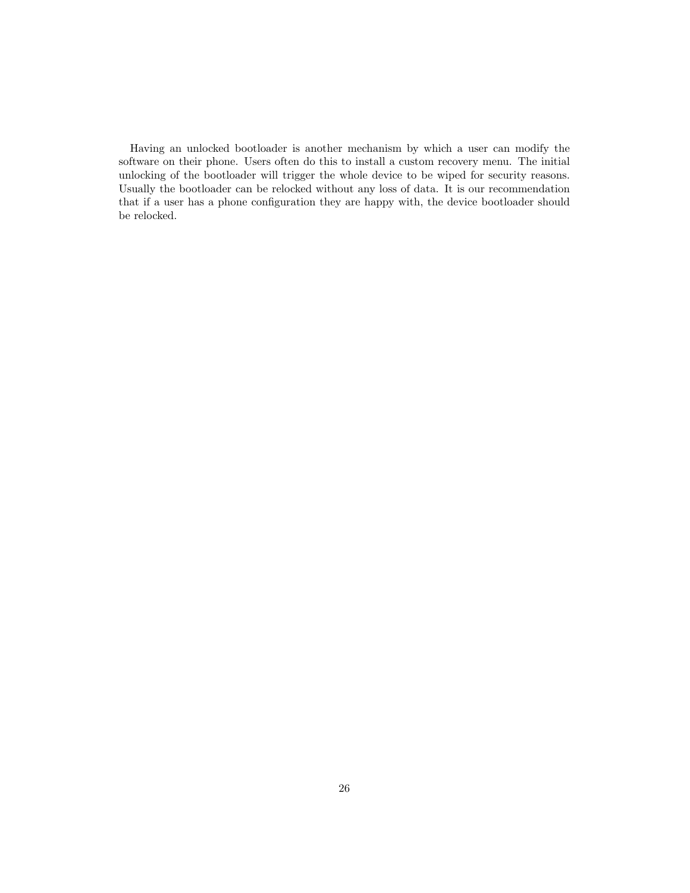Having an unlocked bootloader is another mechanism by which a user can modify the software on their phone. Users often do this to install a custom recovery menu. The initial unlocking of the bootloader will trigger the whole device to be wiped for security reasons. Usually the bootloader can be relocked without any loss of data. It is our recommendation that if a user has a phone configuration they are happy with, the device bootloader should be relocked.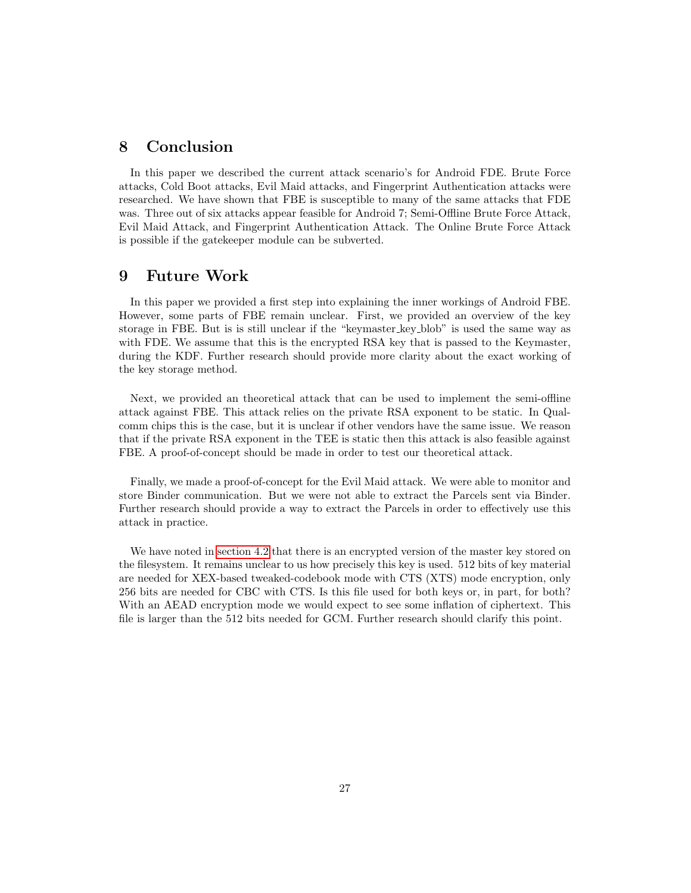# 8 Conclusion

In this paper we described the current attack scenario's for Android FDE. Brute Force attacks, Cold Boot attacks, Evil Maid attacks, and Fingerprint Authentication attacks were researched. We have shown that FBE is susceptible to many of the same attacks that FDE was. Three out of six attacks appear feasible for Android 7; Semi-Offline Brute Force Attack, Evil Maid Attack, and Fingerprint Authentication Attack. The Online Brute Force Attack is possible if the gatekeeper module can be subverted.

# 9 Future Work

In this paper we provided a first step into explaining the inner workings of Android FBE. However, some parts of FBE remain unclear. First, we provided an overview of the key storage in FBE. But is is still unclear if the "keymaster_key_blob" is used the same way as with FDE. We assume that this is the encrypted RSA key that is passed to the Keymaster, during the KDF. Further research should provide more clarity about the exact working of the key storage method.

Next, we provided an theoretical attack that can be used to implement the semi-offline attack against FBE. This attack relies on the private RSA exponent to be static. In Qualcomm chips this is the case, but it is unclear if other vendors have the same issue. We reason that if the private RSA exponent in the TEE is static then this attack is also feasible against FBE. A proof-of-concept should be made in order to test our theoretical attack.

Finally, we made a proof-of-concept for the Evil Maid attack. We were able to monitor and store Binder communication. But we were not able to extract the Parcels sent via Binder. Further research should provide a way to extract the Parcels in order to effectively use this attack in practice.

We have noted in section 4.2 that there is an encrypted version of the master key stored on the filesystem. It remains unclear to us how precisely this key is used. 512 bits of key material are needed for XEX-based tweaked-codebook mode with CTS (XTS) mode encryption, only 256 bits are needed for CBC with CTS. Is this file used for both keys or, in part, for both? With an AEAD encryption mode we would expect to see some inflation of ciphertext. This file is larger than the 512 bits needed for GCM. Further research should clarify this point.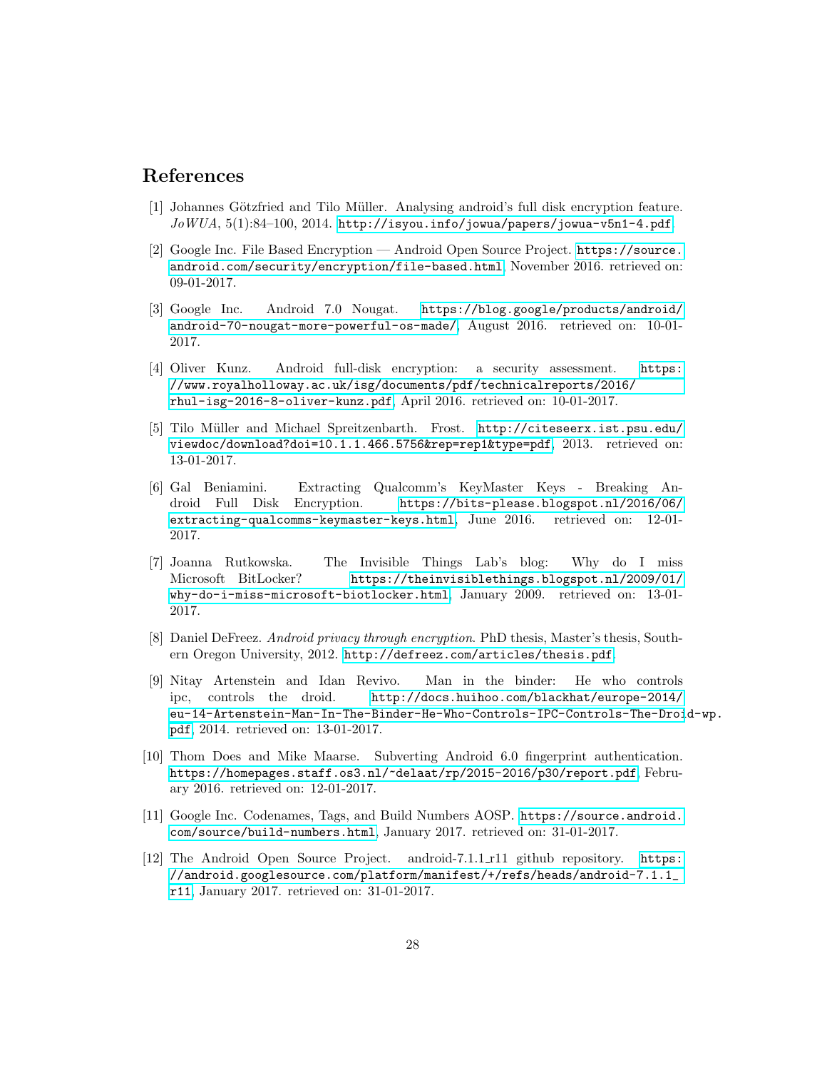## References

[1] Johannes Götzfried and Tilo Müller. Analysing android's full disk encryption feature. *JoWUA*, 5(1):84–100, 2014. http://isyou.info/jowua/papers/jowua-v5n1-4.pdf.

[2] Google Inc. File Based Encryption — Android Open Source Project. https://source.android.com/security/encryption/file-based.html, November 2016. retrieved on: 09-01-2017.

[3] Google Inc. Android 7.0 Nougat. https://blog.google/products/android/android-70-nougat-more-powerful-os-made/, August 2016. retrieved on: 10-01-2017.

[4] Oliver Kunz. Android full-disk encryption: a security assessment. https://www.royalholloway.ac.uk/isg/documents/pdf/technicalreports/2016/rhul-isg-2016-8-oliver-kunz.pdf, April 2016. retrieved on: 10-01-2017.

[5] Tilo Müller and Michael Spreitzenbarth. Frost. http://citeseerx.ist.psu.edu/viewdoc/download?doi=10.1.1.466.5756&rep=rep1&type=pdf, 2013. retrieved on: 13-01-2017.

[6] Gal Beniamini. Extracting Qualcomm's KeyMaster Keys - Breaking Android Full Disk Encryption. https://bits-please.blogspot.nl/2016/06/extracting-qualcomms-keymaster-keys.html, June 2016. retrieved on: 12-01-2017.

[7] Joanna Rutkowska. The Invisible Things Lab's blog: Why do I miss Microsoft BitLocker? https://theinvisiblethings.blogspot.nl/2009/01/why-do-i-miss-microsoft-biotlocker.html, January 2009. retrieved on: 13-01-2017.

[8] Daniel DeFreez. *Android privacy through encryption*. PhD thesis, Master's thesis, Southern Oregon University, 2012. http://defreez.com/articles/thesis.pdf.

[9] Nitay Artenstein and Idan Revivo. Man in the binder: He who controls ipc, controls the droid. http://docs.huihoo.com/blackhat/europe-2014/eu-14-Artenstein-Man-In-The-Binder-He-Who-Controls-IPC-Controls-The-Droid-wp.pdf, 2014. retrieved on: 13-01-2017.

[10] Thom Does and Mike Maarse. Subverting Android 6.0 fingerprint authentication. https://homepages.staff.os3.nl/~delaat/rp/2015-2016/p30/report.pdf, February 2016. retrieved on: 12-01-2017.

[11] Google Inc. Codenames, Tags, and Build Numbers AOSP. https://source.android.com/source/build-numbers.html, January 2017. retrieved on: 31-01-2017.

[12] The Android Open Source Project. android-7.1.1_r11 github repository. https://android.googlesource.com/platform/manifest/+/refs/heads/android-7.1.1_r11, January 2017. retrieved on: 31-01-2017.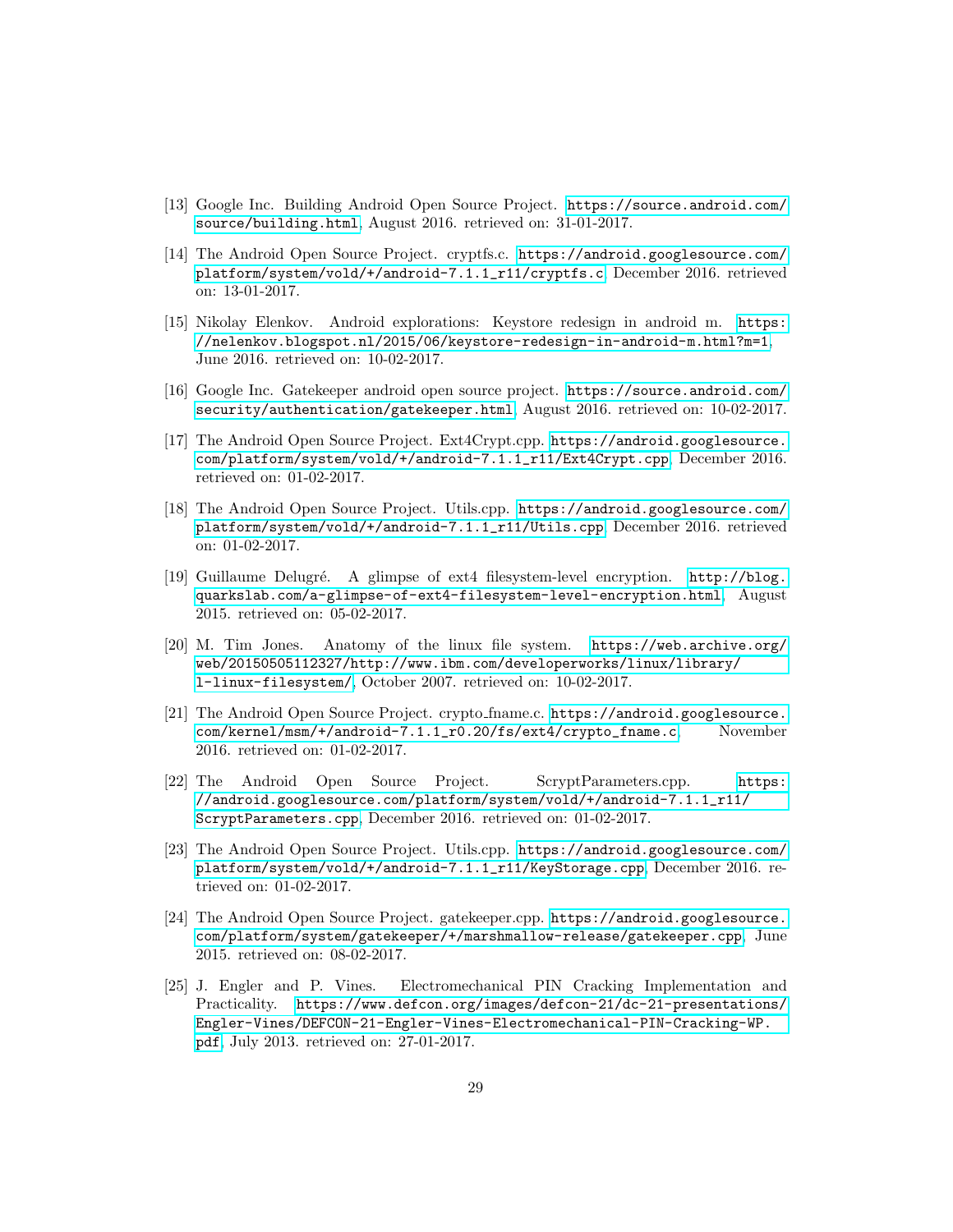[13] Google Inc. Building Android Open Source Project. https://source.android.com/source/building.html. August 2016. retrieved on: 31-01-2017.

[14] The Android Open Source Project. cryptfs.c. https://android.googlesource.com/platform/system/vold/+/android-7.1.1_r11/cryptfs.c. December 2016. retrieved on: 13-01-2017.

[15] Nikolay Elenkov. Android explorations: Keystore redesign in android m. https://nelenkov.blogspot.nl/2015/06/keystore-redesign-in-android-m.html?m=1, June 2016. retrieved on: 10-02-2017.

[16] Google Inc. Gatekeeper android open source project. https://source.android.com/security/authentication/gatekeeper.html. August 2016. retrieved on: 10-02-2017.

[17] The Android Open Source Project. Ext4Crypt.cpp. https://android.googlesource.com/platform/system/vold/+/android-7.1.1_r11/Ext4Crypt.cpp. December 2016. retrieved on: 01-02-2017.

[18] The Android Open Source Project. Utils.cpp. https://android.googlesource.com/platform/system/vold/+/android-7.1.1_r11/Utils.cpp. December 2016. retrieved on: 01-02-2017.

[19] Guillaume Delugré. A glimpse of ext4 filesystem-level encryption. http://blog.quarkslab.com/a-glimpse-of-ext4-filesystem-level-encryption.html. August 2015. retrieved on: 05-02-2017.

[20] M. Tim Jones. Anatomy of the linux file system. https://web.archive.org/web/20150505112327/http://www.ibm.com/developerworks/linux/library/l-linux-filesystem/. October 2007. retrieved on: 10-02-2017.

[21] The Android Open Source Project. crypto_fname.c. https://android.googlesource.com/kernel/msm/+/android-7.1.1_r0.20/fs/ext4/crypto_fname.c. November 2016. retrieved on: 01-02-2017.

[22] The Android Open Source Project. ScryptParameters.cpp. https://android.googlesource.com/platform/system/vold/+/android-7.1.1_r11/ScryptParameters.cpp. December 2016. retrieved on: 01-02-2017.

[23] The Android Open Source Project. Utils.cpp. https://android.googlesource.com/platform/system/vold/+/android-7.1.1_r11/KeyStorage.cpp. December 2016. retrieved on: 01-02-2017.

[24] The Android Open Source Project. gatekeeper.cpp. https://android.googlesource.com/platform/system/gatekeeper/+/marshmallow-release/gatekeeper.cpp. June 2015. retrieved on: 08-02-2017.

[25] J. Engler and P. Vines. Electromechanical PIN Cracking Implementation and Practicality. https://www.defcon.org/images/defcon-21/dc-21-presentations/Engler-Vines/DEFCON-21-Engler-Vines-Electromechanical-PIN-Cracking-WP.pdf. July 2013. retrieved on: 27-01-2017.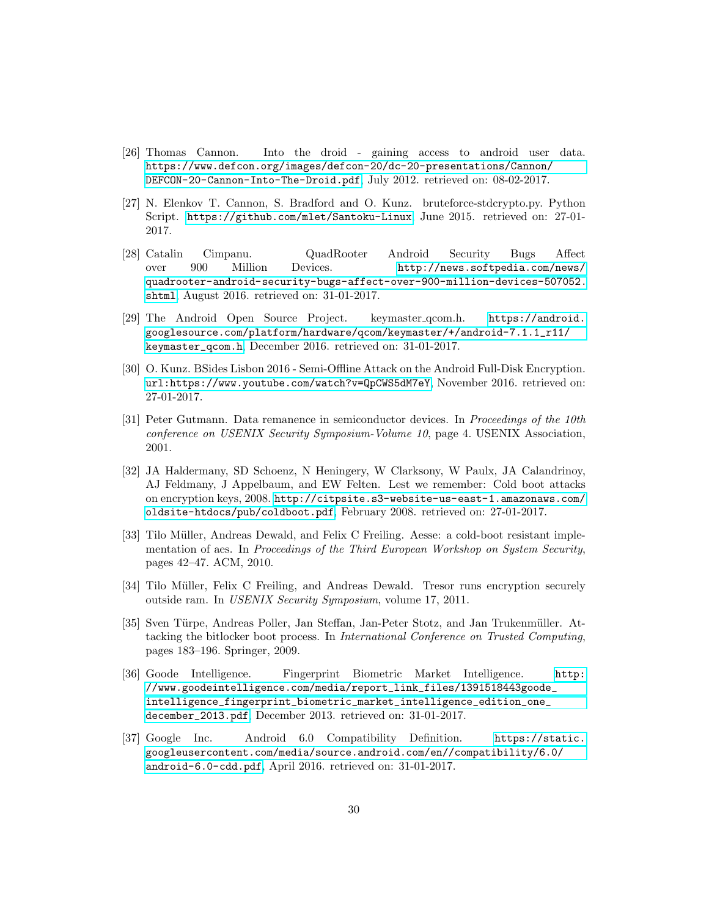[26] Thomas Cannon. Into the droid - gaining access to android user data. https://www.defcon.org/images/defcon-20/dc-20-presentations/Cannon/DEFCON-20-Cannon-Into-The-Droid.pdf. July 2012. retrieved on: 08-02-2017.

[27] N. Elenkov T. Cannon, S. Bradford and O. Kunz. bruteforce-stdcrypto.py. Python Script. https://github.com/mlet/Santoku-Linux. June 2015. retrieved on: 27-01-2017.

[28] Catalin Cimpanu. QuadRooter Android Security Bugs Affect over 900 Million Devices. http://news.softpedia.com/news/quadrooter-android-security-bugs-affect-over-900-million-devices-507052.shtml. August 2016. retrieved on: 31-01-2017.

[29] The Android Open Source Project. keymaster_qcom.h. https://android.googlesource.com/platform/hardware/qcom/keymaster/+/android-7.1.1_r11/keymaster_qcom.h. December 2016. retrieved on: 31-01-2017.

[30] O. Kunz. BSides Lisbon 2016 - Semi-Offline Attack on the Android Full-Disk Encryption. url:https://www.youtube.com/watch?v=QpCWS5dM7eY. November 2016. retrieved on: 27-01-2017.

[31] Peter Gutmann. Data remanence in semiconductor devices. In *Proceedings of the 10th conference on USENIX Security Symposium-Volume 10*, page 4. USENIX Association, 2001.

[32] JA Haldermany, SD Schoenz, N Heningery, W Clarksony, W Paulx, JA Calandrinoy, AJ Feldmany, J Appelbaum, and EW Felten. Lest we remember: Cold boot attacks on encryption keys, 2008. http://citpsite.s3-website-us-east-1.amazonaws.com/oldsite-htdocs/pub/coldboot.pdf. February 2008. retrieved on: 27-01-2017.

[33] Tilo Müller, Andreas Dewald, and Felix C Freiling. Aesse: a cold-boot resistant implementation of aes. In *Proceedings of the Third European Workshop on System Security*, pages 42–47. ACM, 2010.

[34] Tilo Müller, Felix C Freiling, and Andreas Dewald. Tresor runs encryption securely outside ram. In *USENIX Security Symposium*, volume 17, 2011.

[35] Sven Türpe, Andreas Poller, Jan Steffan, Jan-Peter Stotz, and Jan Trukenmüller. Attacking the bitlocker boot process. In *International Conference on Trusted Computing*, pages 183–196. Springer, 2009.

[36] Goode Intelligence. Fingerprint Biometric Market Intelligence. http://www.goodeintelligence.com/media/report_link_files/1391518443goode_intelligence_fingerprint_biometric_market_intelligence_edition_one_december_2013.pdf. December 2013. retrieved on: 31-01-2017.

[37] Google Inc. Android 6.0 Compatibility Definition. https://static.googleusercontent.com/media/source.android.com/en//compatibility/6.0/android-6.0-cdd.pdf. April 2016. retrieved on: 31-01-2017.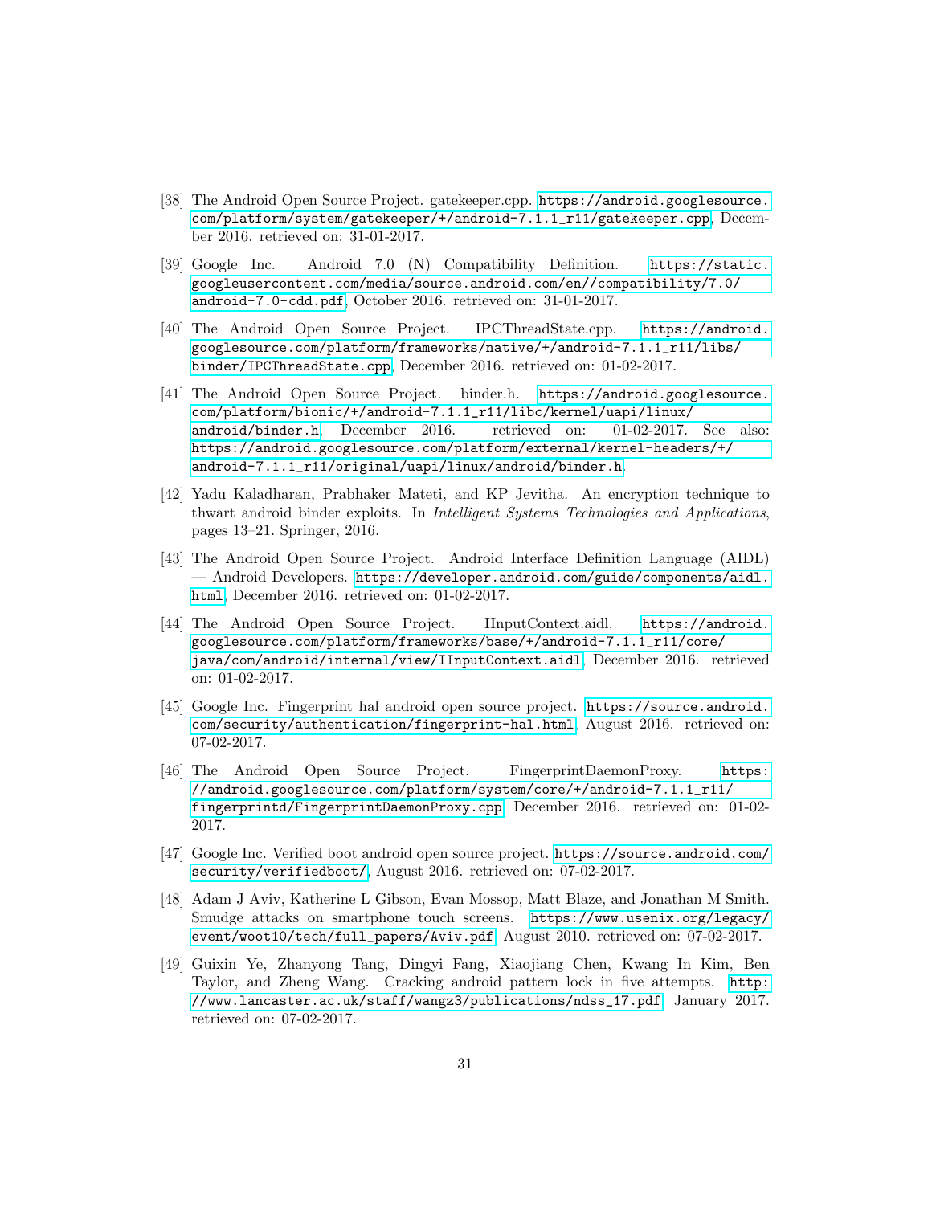[38] The Android Open Source Project. gatekeeper.cpp. https://android.googlesource.com/platform/system/gatekeeper/+/android-7.1.1_r11/gatekeeper.cpp, December 2016. retrieved on: 31-01-2017.

[39] Google Inc. Android 7.0 (N) Compatibility Definition. https://static.googleusercontent.com/media/source.android.com/en//compatibility/7.0/android-7.0-cdd.pdf, October 2016. retrieved on: 31-01-2017.

[40] The Android Open Source Project. IPCThreadState.cpp. https://android.googlesource.com/platform/frameworks/native/+/android-7.1.1_r11/libs/binder/IPCThreadState.cpp, December 2016. retrieved on: 01-02-2017.

[41] The Android Open Source Project. binder.h. https://android.googlesource.com/platform/bionic/+/android-7.1.1_r11/libc/kernel/uapi/linux/android/binder.h, December 2016. retrieved on: 01-02-2017. See also: https://android.googlesource.com/platform/external/kernel-headers/+/android-7.1.1_r11/original/uapi/linux/android/binder.h.

[42] Yadu Kaladharan, Prabhaker Mateti, and KP Jevitha. An encryption technique to thwart android binder exploits. In *Intelligent Systems Technologies and Applications*, pages 13–21. Springer, 2016.

[43] The Android Open Source Project. Android Interface Definition Language (AIDL) — Android Developers. https://developer.android.com/guide/components/aidl.html, December 2016. retrieved on: 01-02-2017.

[44] The Android Open Source Project. IInputContext.aidl. https://android.googlesource.com/platform/frameworks/base/+/android-7.1.1_r11/core/java/com/android/internal/view/IInputContext.aidl, December 2016. retrieved on: 01-02-2017.

[45] Google Inc. Fingerprint hal android open source project. https://source.android.com/security/authentication/fingerprint-hal.html, August 2016. retrieved on: 07-02-2017.

[46] The Android Open Source Project. FingerprintDaemonProxy. https://android.googlesource.com/platform/system/core/+/android-7.1.1_r11/fingerprintd/FingerprintDaemonProxy.cpp, December 2016. retrieved on: 01-02-2017.

[47] Google Inc. Verified boot android open source project. https://source.android.com/security/verifiedboot/, August 2016. retrieved on: 07-02-2017.

[48] Adam J Aviv, Katherine L Gibson, Evan Mossop, Matt Blaze, and Jonathan M Smith. Smudge attacks on smartphone touch screens. https://www.usenix.org/legacy/event/woot10/tech/full_papers/Aviv.pdf, August 2010. retrieved on: 07-02-2017.

[49] Guixin Ye, Zhanyong Tang, Dingyi Fang, Xiaojiang Chen, Kwang In Kim, Ben Taylor, and Zheng Wang. Cracking android pattern lock in five attempts. http://www.lancaster.ac.uk/staff/wangz3/publications/ndss_17.pdf, January 2017. retrieved on: 07-02-2017.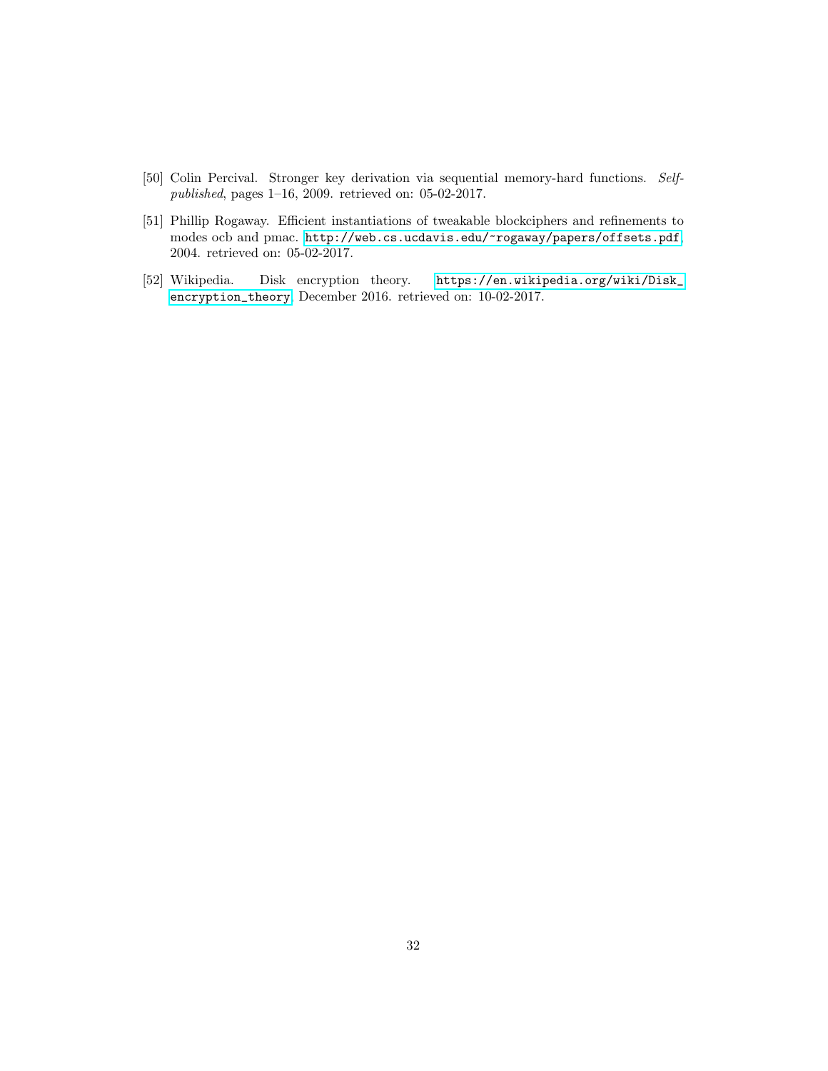[50] Colin Percival. Stronger key derivation via sequential memory-hard functions. *Self-published*, pages 1–16, 2009. retrieved on: 05-02-2017.

[51] Phillip Rogaway. Efficient instantiations of tweakable blockciphers and refinements to modes ocb and pmac. http://web.cs.ucdavis.edu/~rogaway/papers/offsets.pdf, 2004. retrieved on: 05-02-2017.

[52] Wikipedia. Disk encryption theory. https://en.wikipedia.org/wiki/Disk_encryption_theory, December 2016. retrieved on: 10-02-2017.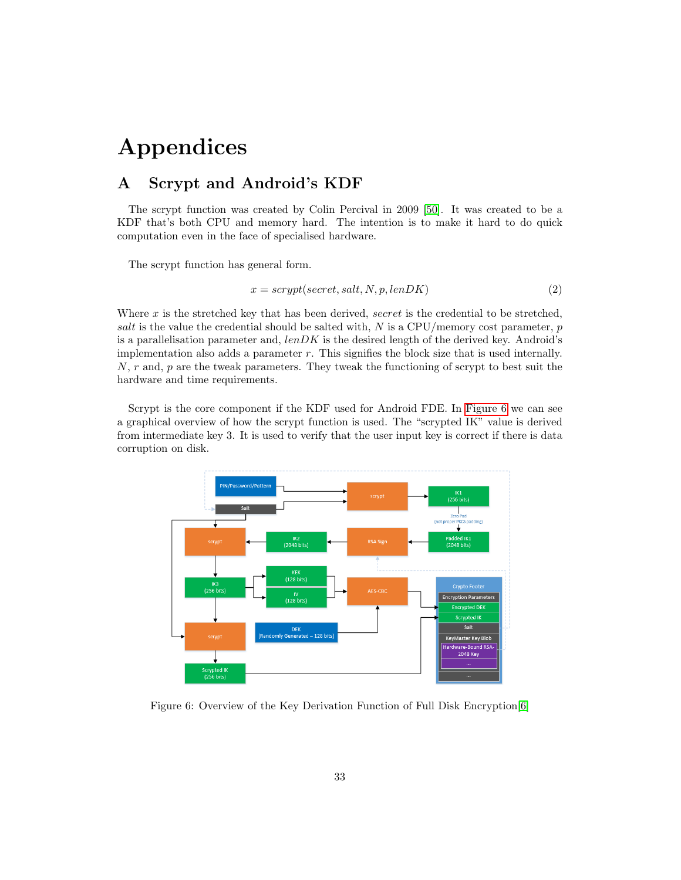# Appendices

## A Scrypt and Android's KDF

The scrypt function was created by Colin Percival in 2009 [50]. It was created to be a KDF that's both CPU and memory hard. The intention is to make it hard to do quick computation even in the face of specialised hardware.

The scrypt function has general form.

$$x = scrypt(secret, salt, N, p, lenDK) \tag{2}$$

Where $x$ is the stretched key that has been derived, $secret$ is the credential to be stretched, $salt$ is the value the credential should be salted with, $N$ is a CPU/memory cost parameter, $p$ is a parallelisation parameter and, $lenDK$ is the desired length of the derived key. Android's implementation also adds a parameter $r$. This signifies the block size that is used internally. $N$, $r$ and, $p$ are the tweak parameters. They tweak the functioning of scrypt to best suit the hardware and time requirements.

Scrypt is the core component if the KDF used for Android FDE. In Figure 6 we can see a graphical overview of how the scrypt function is used. The "scrypted IK" value is derived from intermediate key 3. It is used to verify that the user input key is correct if there is data corruption on disk.

Figure 6: Overview of the Key Derivation Function of Full Disk Encryption [6]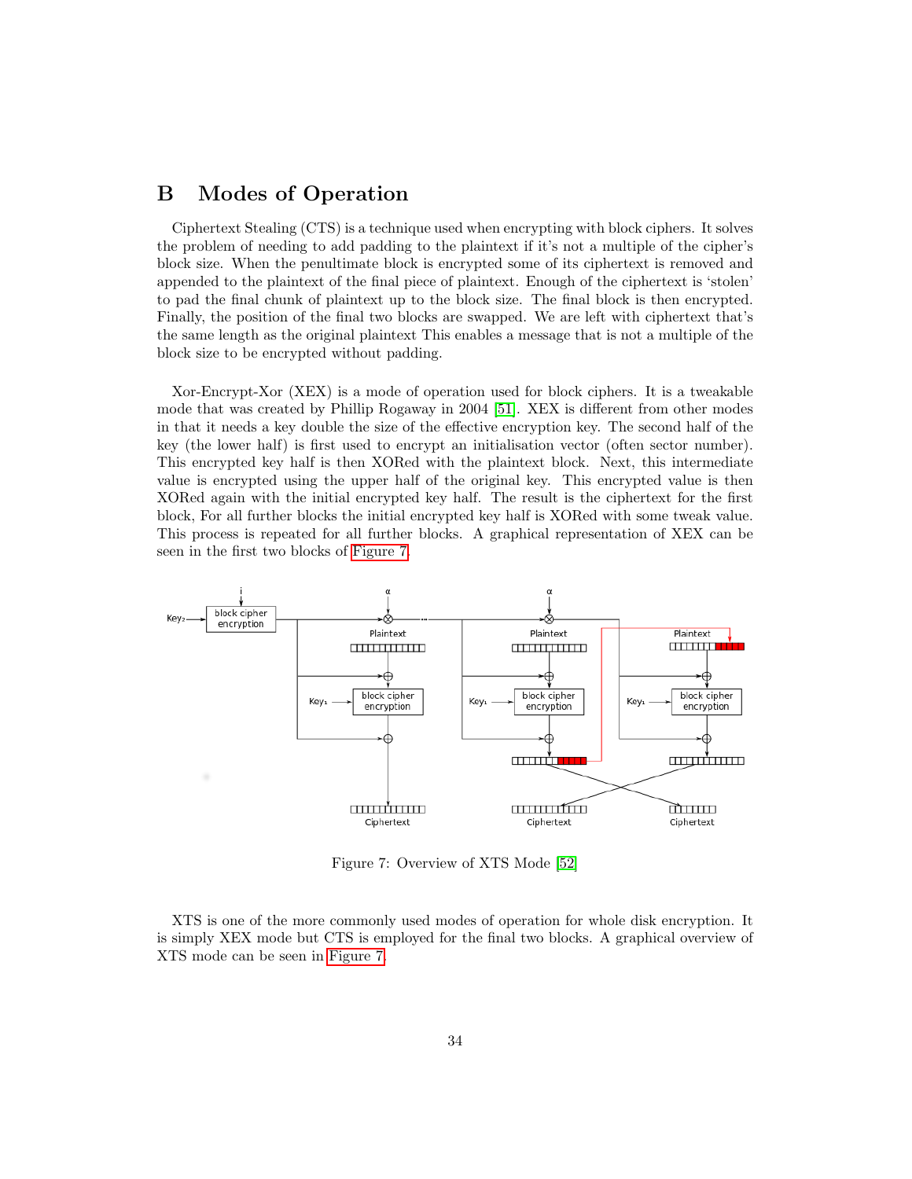# B Modes of Operation

Ciphertext Stealing (CTS) is a technique used when encrypting with block ciphers. It solves the problem of needing to add padding to the plaintext if it's not a multiple of the cipher's block size. When the penultimate block is encrypted some of its ciphertext is removed and appended to the plaintext of the final piece of plaintext. Enough of the ciphertext is 'stolen' to pad the final chunk of plaintext up to the block size. The final block is then encrypted. Finally, the position of the final two blocks are swapped. We are left with ciphertext that's the same length as the original plaintext This enables a message that is not a multiple of the block size to be encrypted without padding.

Xor-Encrypt-Xor (XEX) is a mode of operation used for block ciphers. It is a tweakable mode that was created by Phillip Rogaway in 2004 [51]. XEX is different from other modes in that it needs a key double the size of the effective encryption key. The second half of the key (the lower half) is first used to encrypt an initialisation vector (often sector number). This encrypted key half is then XORed with the plaintext block. Next, this intermediate value is encrypted using the upper half of the original key. This encrypted value is then XORed again with the initial encrypted key half. The result is the ciphertext for the first block, For all further blocks the initial encrypted key half is XORed with some tweak value. This process is repeated for all further blocks. A graphical representation of XEX can be seen in the first two blocks of Figure 7.

i

α

α

$Key_2$

block cipher encryption

Plaintext

Plaintext

Plaintext

$Key_1$

block cipher encryption

$Key_1$

block cipher encryption

$Key_1$

block cipher encryption

Ciphertext

Ciphertext

Ciphertext

Figure 7: Overview of XTS Mode [52]

XTS is one of the more commonly used modes of operation for whole disk encryption. It is simply XEX mode but CTS is employed for the final two blocks. A graphical overview of XTS mode can be seen in Figure 7.